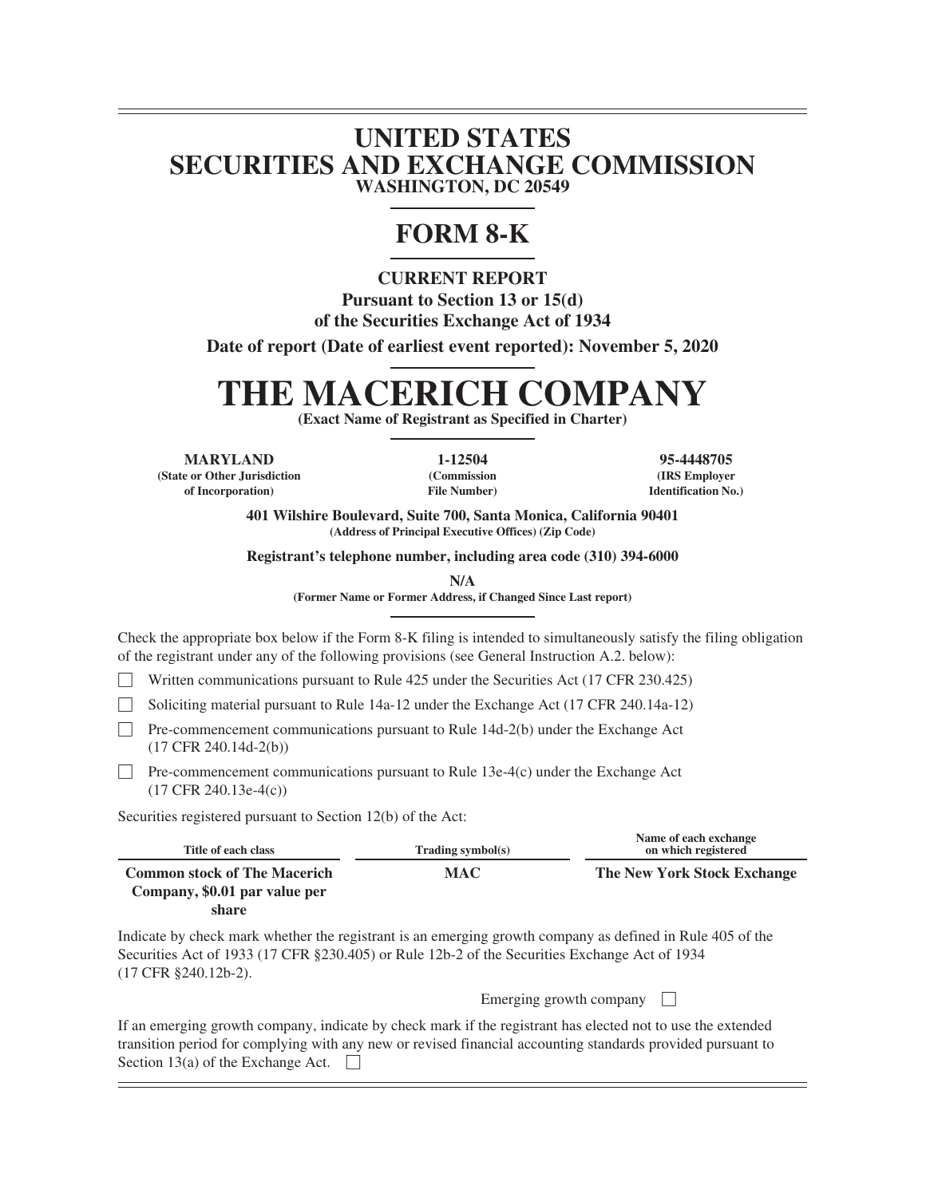# UNITED STATES
# SECURITIES AND EXCHANGE COMMISSION
**WASHINGTON, DC 20549**

# FORM 8-K

**CURRENT REPORT**

**Pursuant to Section 13 or 15(d)**
**of the Securities Exchange Act of 1934**

**Date of report (Date of earliest event reported): November 5, 2020**

# THE MACERICH COMPANY

**(Exact Name of Registrant as Specified in Charter)**

| **MARYLAND** | **1-12504** | **95-4448705** |
|---|---|---|
| **(State or Other Jurisdiction of Incorporation)** | **(Commission File Number)** | **(IRS Employer Identification No.)** |

**401 Wilshire Boulevard, Suite 700, Santa Monica, California 90401**
**(Address of Principal Executive Offices) (Zip Code)**

**Registrant's telephone number, including area code (310) 394-6000**

**N/A**
**(Former Name or Former Address, if Changed Since Last report)**

Check the appropriate box below if the Form 8-K filing is intended to simultaneously satisfy the filing obligation of the registrant under any of the following provisions (see General Instruction A.2. below):

☐ Written communications pursuant to Rule 425 under the Securities Act (17 CFR 230.425)

☐ Soliciting material pursuant to Rule 14a-12 under the Exchange Act (17 CFR 240.14a-12)

☐ Pre-commencement communications pursuant to Rule 14d-2(b) under the Exchange Act (17 CFR 240.14d-2(b))

☐ Pre-commencement communications pursuant to Rule 13e-4(c) under the Exchange Act (17 CFR 240.13e-4(c))

Securities registered pursuant to Section 12(b) of the Act:

| Title of each class | Trading symbol(s) | Name of each exchange on which registered |
|---|---|---|
| **Common stock of The Macerich Company, $0.01 par value per share** | **MAC** | **The New York Stock Exchange** |

Indicate by check mark whether the registrant is an emerging growth company as defined in Rule 405 of the Securities Act of 1933 (17 CFR §230.405) or Rule 12b-2 of the Securities Exchange Act of 1934 (17 CFR §240.12b-2).

Emerging growth company ☐

If an emerging growth company, indicate by check mark if the registrant has elected not to use the extended transition period for complying with any new or revised financial accounting standards provided pursuant to Section 13(a) of the Exchange Act. ☐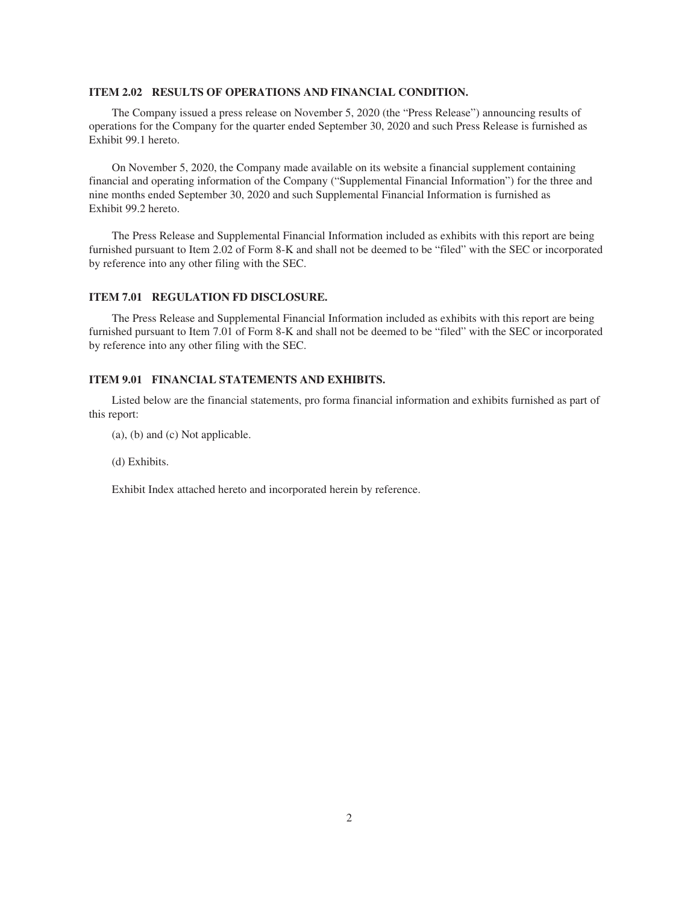### ITEM 2.02 RESULTS OF OPERATIONS AND FINANCIAL CONDITION.

The Company issued a press release on November 5, 2020 (the "Press Release") announcing results of operations for the Company for the quarter ended September 30, 2020 and such Press Release is furnished as Exhibit 99.1 hereto.

On November 5, 2020, the Company made available on its website a financial supplement containing financial and operating information of the Company ("Supplemental Financial Information") for the three and nine months ended September 30, 2020 and such Supplemental Financial Information is furnished as Exhibit 99.2 hereto.

The Press Release and Supplemental Financial Information included as exhibits with this report are being furnished pursuant to Item 2.02 of Form 8-K and shall not be deemed to be "filed" with the SEC or incorporated by reference into any other filing with the SEC.

### ITEM 7.01 REGULATION FD DISCLOSURE.

The Press Release and Supplemental Financial Information included as exhibits with this report are being furnished pursuant to Item 7.01 of Form 8-K and shall not be deemed to be "filed" with the SEC or incorporated by reference into any other filing with the SEC.

### ITEM 9.01 FINANCIAL STATEMENTS AND EXHIBITS.

Listed below are the financial statements, pro forma financial information and exhibits furnished as part of this report:

(a), (b) and (c) Not applicable.

(d) Exhibits.

Exhibit Index attached hereto and incorporated herein by reference.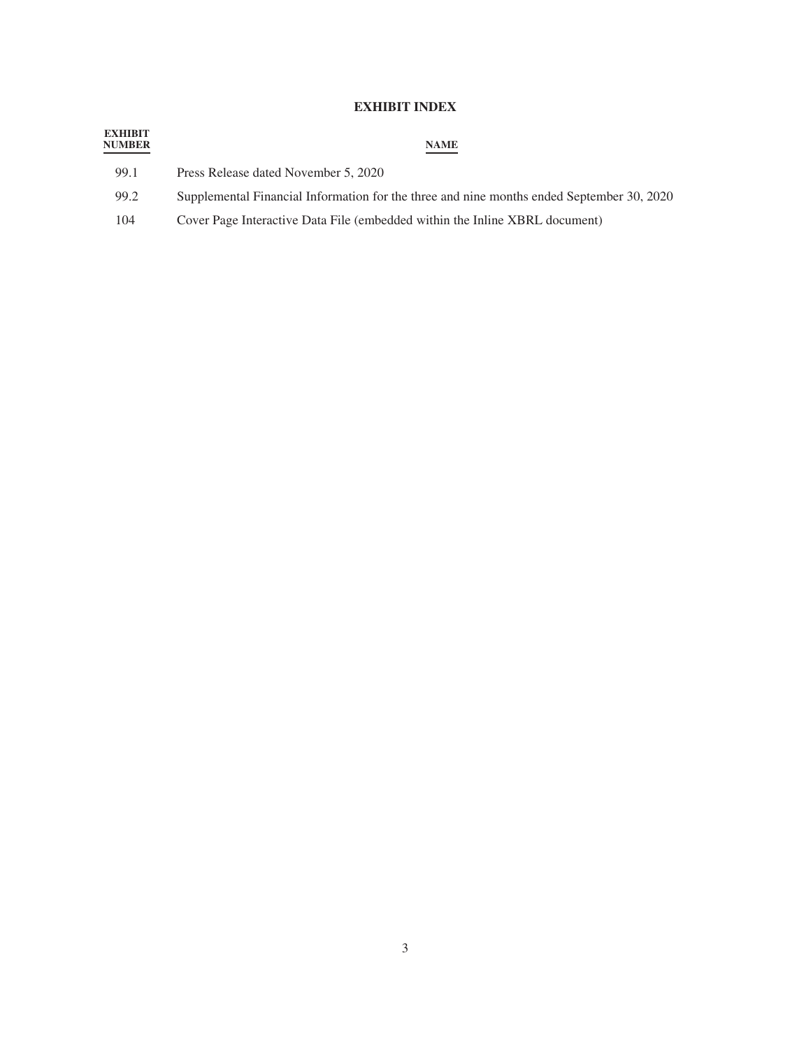## EXHIBIT INDEX

| EXHIBIT NUMBER | NAME |
|---|---|
| 99.1 | Press Release dated November 5, 2020 |
| 99.2 | Supplemental Financial Information for the three and nine months ended September 30, 2020 |
| 104 | Cover Page Interactive Data File (embedded within the Inline XBRL document) |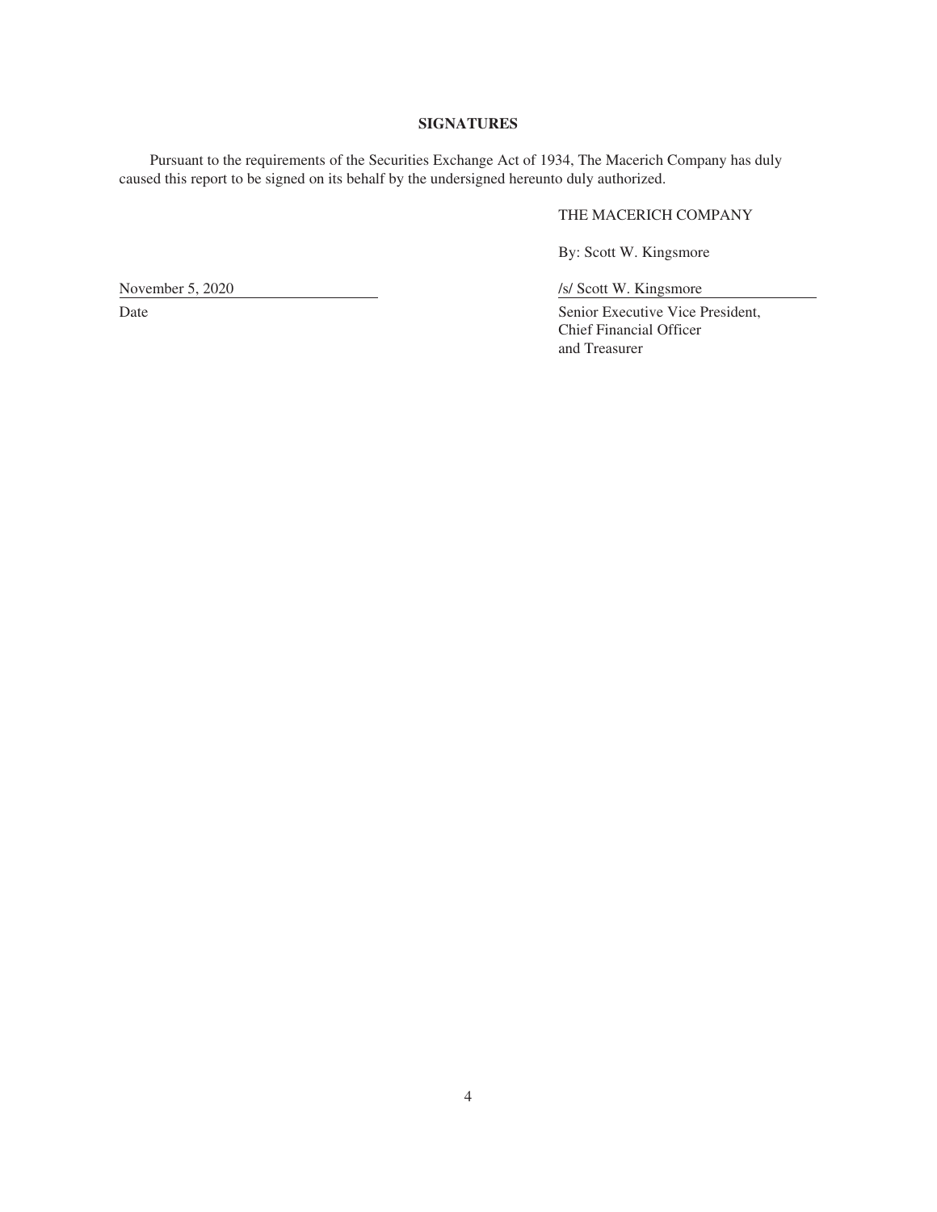**SIGNATURES**

Pursuant to the requirements of the Securities Exchange Act of 1934, The Macerich Company has duly caused this report to be signed on its behalf by the undersigned hereunto duly authorized.

THE MACERICH COMPANY

By: Scott W. Kingsmore

| | |
|---|---|
| November 5, 2020 | /s/ Scott W. Kingsmore |
| Date | Senior Executive Vice President, Chief Financial Officer and Treasurer |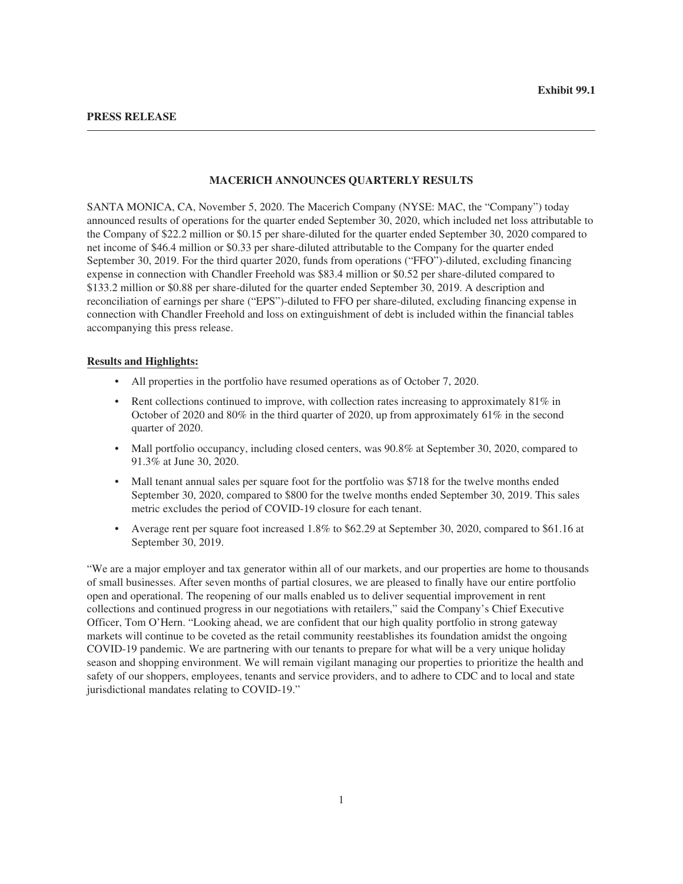Exhibit 99.1

**PRESS RELEASE**

---

**MACERICH ANNOUNCES QUARTERLY RESULTS**

SANTA MONICA, CA, November 5, 2020. The Macerich Company (NYSE: MAC, the "Company") today announced results of operations for the quarter ended September 30, 2020, which included net loss attributable to the Company of $22.2 million or $0.15 per share-diluted for the quarter ended September 30, 2020 compared to net income of $46.4 million or $0.33 per share-diluted attributable to the Company for the quarter ended September 30, 2019. For the third quarter 2020, funds from operations ("FFO")-diluted, excluding financing expense in connection with Chandler Freehold was $83.4 million or $0.52 per share-diluted compared to $133.2 million or $0.88 per share-diluted for the quarter ended September 30, 2019. A description and reconciliation of earnings per share ("EPS")-diluted to FFO per share-diluted, excluding financing expense in connection with Chandler Freehold and loss on extinguishment of debt is included within the financial tables accompanying this press release.

**Results and Highlights:**

- All properties in the portfolio have resumed operations as of October 7, 2020.
- Rent collections continued to improve, with collection rates increasing to approximately 81% in October of 2020 and 80% in the third quarter of 2020, up from approximately 61% in the second quarter of 2020.
- Mall portfolio occupancy, including closed centers, was 90.8% at September 30, 2020, compared to 91.3% at June 30, 2020.
- Mall tenant annual sales per square foot for the portfolio was $718 for the twelve months ended September 30, 2020, compared to $800 for the twelve months ended September 30, 2019. This sales metric excludes the period of COVID-19 closure for each tenant.
- Average rent per square foot increased 1.8% to $62.29 at September 30, 2020, compared to $61.16 at September 30, 2019.

"We are a major employer and tax generator within all of our markets, and our properties are home to thousands of small businesses. After seven months of partial closures, we are pleased to finally have our entire portfolio open and operational. The reopening of our malls enabled us to deliver sequential improvement in rent collections and continued progress in our negotiations with retailers," said the Company's Chief Executive Officer, Tom O'Hern. "Looking ahead, we are confident that our high quality portfolio in strong gateway markets will continue to be coveted as the retail community reestablishes its foundation amidst the ongoing COVID-19 pandemic. We are partnering with our tenants to prepare for what will be a very unique holiday season and shopping environment. We will remain vigilant managing our properties to prioritize the health and safety of our shoppers, employees, tenants and service providers, and to adhere to CDC and to local and state jurisdictional mandates relating to COVID-19."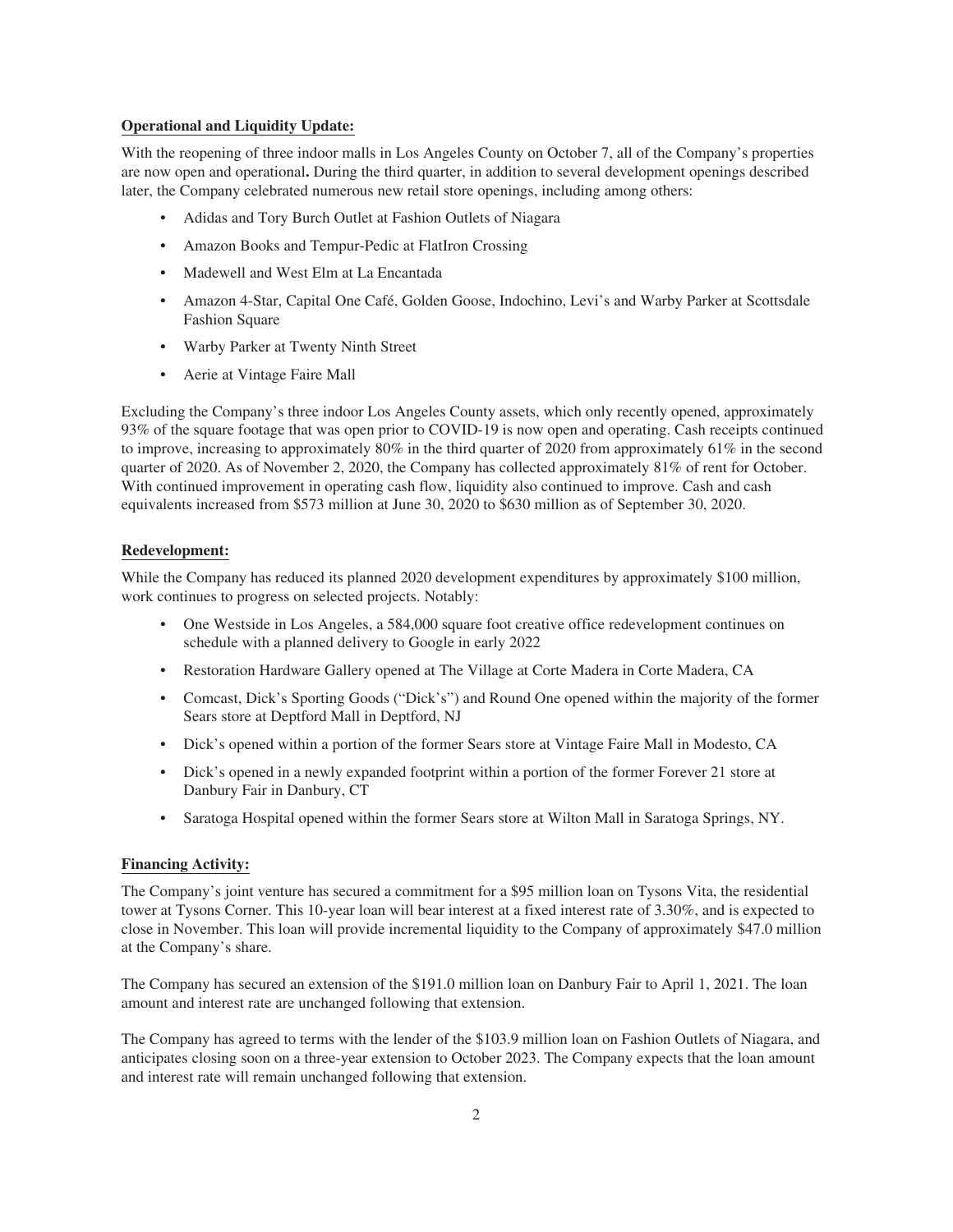**Operational and Liquidity Update:**

With the reopening of three indoor malls in Los Angeles County on October 7, all of the Company's properties are now open and operational**.** During the third quarter, in addition to several development openings described later, the Company celebrated numerous new retail store openings, including among others:

- Adidas and Tory Burch Outlet at Fashion Outlets of Niagara
- Amazon Books and Tempur-Pedic at FlatIron Crossing
- Madewell and West Elm at La Encantada
- Amazon 4-Star, Capital One Café, Golden Goose, Indochino, Levi's and Warby Parker at Scottsdale Fashion Square
- Warby Parker at Twenty Ninth Street
- Aerie at Vintage Faire Mall

Excluding the Company's three indoor Los Angeles County assets, which only recently opened, approximately 93% of the square footage that was open prior to COVID-19 is now open and operating. Cash receipts continued to improve, increasing to approximately 80% in the third quarter of 2020 from approximately 61% in the second quarter of 2020. As of November 2, 2020, the Company has collected approximately 81% of rent for October. With continued improvement in operating cash flow, liquidity also continued to improve. Cash and cash equivalents increased from $573 million at June 30, 2020 to $630 million as of September 30, 2020.

**Redevelopment:**

While the Company has reduced its planned 2020 development expenditures by approximately $100 million, work continues to progress on selected projects. Notably:

- One Westside in Los Angeles, a 584,000 square foot creative office redevelopment continues on schedule with a planned delivery to Google in early 2022
- Restoration Hardware Gallery opened at The Village at Corte Madera in Corte Madera, CA
- Comcast, Dick's Sporting Goods ("Dick's") and Round One opened within the majority of the former Sears store at Deptford Mall in Deptford, NJ
- Dick's opened within a portion of the former Sears store at Vintage Faire Mall in Modesto, CA
- Dick's opened in a newly expanded footprint within a portion of the former Forever 21 store at Danbury Fair in Danbury, CT
- Saratoga Hospital opened within the former Sears store at Wilton Mall in Saratoga Springs, NY.

**Financing Activity:**

The Company's joint venture has secured a commitment for a $95 million loan on Tysons Vita, the residential tower at Tysons Corner. This 10-year loan will bear interest at a fixed interest rate of 3.30%, and is expected to close in November. This loan will provide incremental liquidity to the Company of approximately $47.0 million at the Company's share.

The Company has secured an extension of the $191.0 million loan on Danbury Fair to April 1, 2021. The loan amount and interest rate are unchanged following that extension.

The Company has agreed to terms with the lender of the $103.9 million loan on Fashion Outlets of Niagara, and anticipates closing soon on a three-year extension to October 2023. The Company expects that the loan amount and interest rate will remain unchanged following that extension.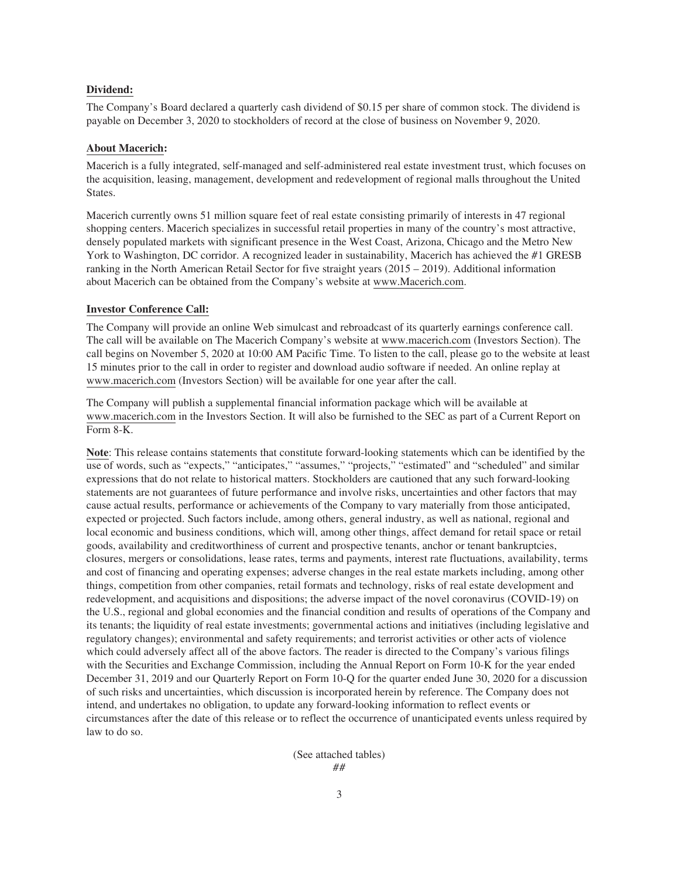**Dividend:**

The Company's Board declared a quarterly cash dividend of $0.15 per share of common stock. The dividend is payable on December 3, 2020 to stockholders of record at the close of business on November 9, 2020.

**About Macerich:**

Macerich is a fully integrated, self-managed and self-administered real estate investment trust, which focuses on the acquisition, leasing, management, development and redevelopment of regional malls throughout the United States.

Macerich currently owns 51 million square feet of real estate consisting primarily of interests in 47 regional shopping centers. Macerich specializes in successful retail properties in many of the country's most attractive, densely populated markets with significant presence in the West Coast, Arizona, Chicago and the Metro New York to Washington, DC corridor. A recognized leader in sustainability, Macerich has achieved the #1 GRESB ranking in the North American Retail Sector for five straight years (2015 – 2019). Additional information about Macerich can be obtained from the Company's website at www.Macerich.com.

**Investor Conference Call:**

The Company will provide an online Web simulcast and rebroadcast of its quarterly earnings conference call. The call will be available on The Macerich Company's website at www.macerich.com (Investors Section). The call begins on November 5, 2020 at 10:00 AM Pacific Time. To listen to the call, please go to the website at least 15 minutes prior to the call in order to register and download audio software if needed. An online replay at www.macerich.com (Investors Section) will be available for one year after the call.

The Company will publish a supplemental financial information package which will be available at www.macerich.com in the Investors Section. It will also be furnished to the SEC as part of a Current Report on Form 8-K.

**Note**: This release contains statements that constitute forward-looking statements which can be identified by the use of words, such as "expects," "anticipates," "assumes," "projects," "estimated" and "scheduled" and similar expressions that do not relate to historical matters. Stockholders are cautioned that any such forward-looking statements are not guarantees of future performance and involve risks, uncertainties and other factors that may cause actual results, performance or achievements of the Company to vary materially from those anticipated, expected or projected. Such factors include, among others, general industry, as well as national, regional and local economic and business conditions, which will, among other things, affect demand for retail space or retail goods, availability and creditworthiness of current and prospective tenants, anchor or tenant bankruptcies, closures, mergers or consolidations, lease rates, terms and payments, interest rate fluctuations, availability, terms and cost of financing and operating expenses; adverse changes in the real estate markets including, among other things, competition from other companies, retail formats and technology, risks of real estate development and redevelopment, and acquisitions and dispositions; the adverse impact of the novel coronavirus (COVID-19) on the U.S., regional and global economies and the financial condition and results of operations of the Company and its tenants; the liquidity of real estate investments; governmental actions and initiatives (including legislative and regulatory changes); environmental and safety requirements; and terrorist activities or other acts of violence which could adversely affect all of the above factors. The reader is directed to the Company's various filings with the Securities and Exchange Commission, including the Annual Report on Form 10-K for the year ended December 31, 2019 and our Quarterly Report on Form 10-Q for the quarter ended June 30, 2020 for a discussion of such risks and uncertainties, which discussion is incorporated herein by reference. The Company does not intend, and undertakes no obligation, to update any forward-looking information to reflect events or circumstances after the date of this release or to reflect the occurrence of unanticipated events unless required by law to do so.

(See attached tables)

##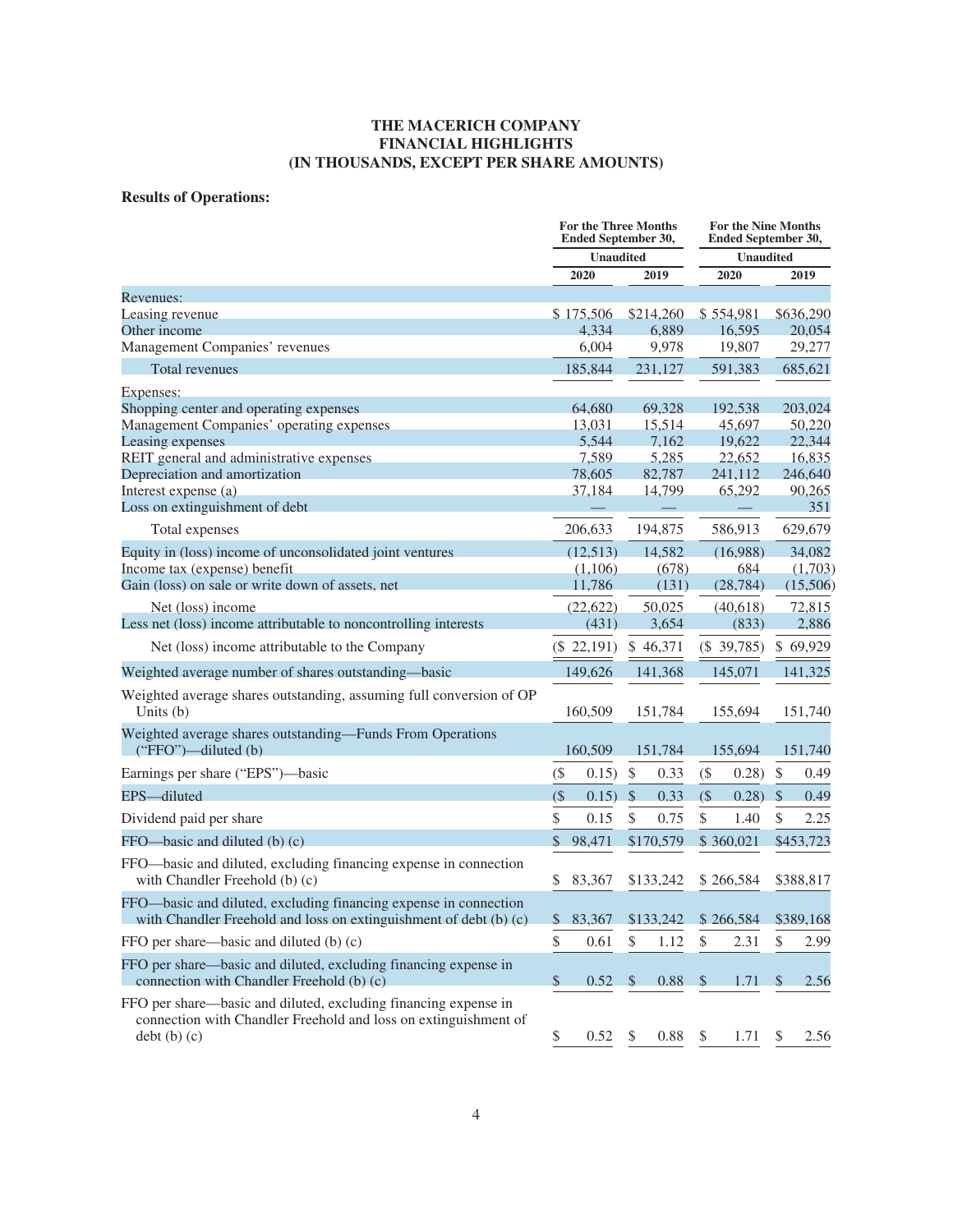# THE MACERICH COMPANY
# FINANCIAL HIGHLIGHTS
# (IN THOUSANDS, EXCEPT PER SHARE AMOUNTS)

**Results of Operations:**

| | For the Three Months Ended September 30, | | For the Nine Months Ended September 30, | |
|---|---|---|---|---|
| | Unaudited | | Unaudited | |
| | 2020 | 2019 | 2020 | 2019 |
| Revenues: | | | | |
| Leasing revenue | $ 175,506 | $214,260 | $ 554,981 | $636,290 |
| Other income | 4,334 | 6,889 | 16,595 | 20,054 |
| Management Companies' revenues | 6,004 | 9,978 | 19,807 | 29,277 |
| Total revenues | 185,844 | 231,127 | 591,383 | 685,621 |
| Expenses: | | | | |
| Shopping center and operating expenses | 64,680 | 69,328 | 192,538 | 203,024 |
| Management Companies' operating expenses | 13,031 | 15,514 | 45,697 | 50,220 |
| Leasing expenses | 5,544 | 7,162 | 19,622 | 22,344 |
| REIT general and administrative expenses | 7,589 | 5,285 | 22,652 | 16,835 |
| Depreciation and amortization | 78,605 | 82,787 | 241,112 | 246,640 |
| Interest expense (a) | 37,184 | 14,799 | 65,292 | 90,265 |
| Loss on extinguishment of debt | — | — | — | 351 |
| Total expenses | 206,633 | 194,875 | 586,913 | 629,679 |
| Equity in (loss) income of unconsolidated joint ventures | (12,513) | 14,582 | (16,988) | 34,082 |
| Income tax (expense) benefit | (1,106) | (678) | 684 | (1,703) |
| Gain (loss) on sale or write down of assets, net | 11,786 | (131) | (28,784) | (15,506) |
| Net (loss) income | (22,622) | 50,025 | (40,618) | 72,815 |
| Less net (loss) income attributable to noncontrolling interests | (431) | 3,654 | (833) | 2,886 |
| Net (loss) income attributable to the Company | ($ 22,191) | $ 46,371 | ($ 39,785) | $ 69,929 |
| Weighted average number of shares outstanding—basic | 149,626 | 141,368 | 145,071 | 141,325 |
| Weighted average shares outstanding, assuming full conversion of OP Units (b) | 160,509 | 151,784 | 155,694 | 151,740 |
| Weighted average shares outstanding—Funds From Operations ("FFO")—diluted (b) | 160,509 | 151,784 | 155,694 | 151,740 |
| Earnings per share ("EPS")—basic | ($ 0.15) | $ 0.33 | ($ 0.28) | $ 0.49 |
| EPS—diluted | ($ 0.15) | $ 0.33 | ($ 0.28) | $ 0.49 |
| Dividend paid per share | $ 0.15 | $ 0.75 | $ 1.40 | $ 2.25 |
| FFO—basic and diluted (b) (c) | $ 98,471 | $170,579 | $ 360,021 | $453,723 |
| FFO—basic and diluted, excluding financing expense in connection with Chandler Freehold (b) (c) | $ 83,367 | $133,242 | $ 266,584 | $388,817 |
| FFO—basic and diluted, excluding financing expense in connection with Chandler Freehold and loss on extinguishment of debt (b) (c) | $ 83,367 | $133,242 | $ 266,584 | $389,168 |
| FFO per share—basic and diluted (b) (c) | $ 0.61 | $ 1.12 | $ 2.31 | $ 2.99 |
| FFO per share—basic and diluted, excluding financing expense in connection with Chandler Freehold (b) (c) | $ 0.52 | $ 0.88 | $ 1.71 | $ 2.56 |
| FFO per share—basic and diluted, excluding financing expense in connection with Chandler Freehold and loss on extinguishment of debt (b) (c) | $ 0.52 | $ 0.88 | $ 1.71 | $ 2.56 |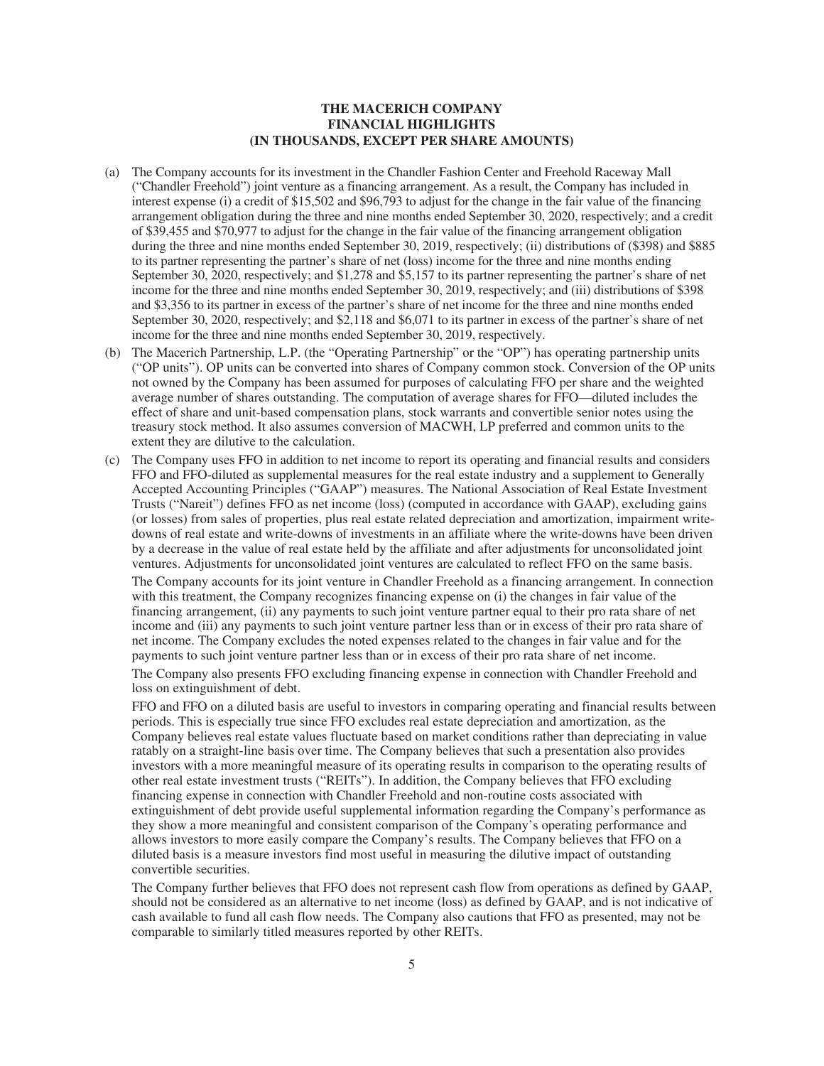**THE MACERICH COMPANY**
**FINANCIAL HIGHLIGHTS**
**(IN THOUSANDS, EXCEPT PER SHARE AMOUNTS)**

(a) The Company accounts for its investment in the Chandler Fashion Center and Freehold Raceway Mall ("Chandler Freehold") joint venture as a financing arrangement. As a result, the Company has included in interest expense (i) a credit of $15,502 and $96,793 to adjust for the change in the fair value of the financing arrangement obligation during the three and nine months ended September 30, 2020, respectively; and a credit of $39,455 and $70,977 to adjust for the change in the fair value of the financing arrangement obligation during the three and nine months ended September 30, 2019, respectively; (ii) distributions of ($398) and $885 to its partner representing the partner's share of net (loss) income for the three and nine months ending September 30, 2020, respectively; and $1,278 and $5,157 to its partner representing the partner's share of net income for the three and nine months ended September 30, 2019, respectively; and (iii) distributions of $398 and $3,356 to its partner in excess of the partner's share of net income for the three and nine months ended September 30, 2020, respectively; and $2,118 and $6,071 to its partner in excess of the partner's share of net income for the three and nine months ended September 30, 2019, respectively.

(b) The Macerich Partnership, L.P. (the "Operating Partnership" or the "OP") has operating partnership units ("OP units"). OP units can be converted into shares of Company common stock. Conversion of the OP units not owned by the Company has been assumed for purposes of calculating FFO per share and the weighted average number of shares outstanding. The computation of average shares for FFO—diluted includes the effect of share and unit-based compensation plans, stock warrants and convertible senior notes using the treasury stock method. It also assumes conversion of MACWH, LP preferred and common units to the extent they are dilutive to the calculation.

(c) The Company uses FFO in addition to net income to report its operating and financial results and considers FFO and FFO-diluted as supplemental measures for the real estate industry and a supplement to Generally Accepted Accounting Principles ("GAAP") measures. The National Association of Real Estate Investment Trusts ("Nareit") defines FFO as net income (loss) (computed in accordance with GAAP), excluding gains (or losses) from sales of properties, plus real estate related depreciation and amortization, impairment write-downs of real estate and write-downs of investments in an affiliate where the write-downs have been driven by a decrease in the value of real estate held by the affiliate and after adjustments for unconsolidated joint ventures. Adjustments for unconsolidated joint ventures are calculated to reflect FFO on the same basis.

 The Company accounts for its joint venture in Chandler Freehold as a financing arrangement. In connection with this treatment, the Company recognizes financing expense on (i) the changes in fair value of the financing arrangement, (ii) any payments to such joint venture partner equal to their pro rata share of net income and (iii) any payments to such joint venture partner less than or in excess of their pro rata share of net income. The Company excludes the noted expenses related to the changes in fair value and for the payments to such joint venture partner less than or in excess of their pro rata share of net income.

 The Company also presents FFO excluding financing expense in connection with Chandler Freehold and loss on extinguishment of debt.

 FFO and FFO on a diluted basis are useful to investors in comparing operating and financial results between periods. This is especially true since FFO excludes real estate depreciation and amortization, as the Company believes real estate values fluctuate based on market conditions rather than depreciating in value ratably on a straight-line basis over time. The Company believes that such a presentation also provides investors with a more meaningful measure of its operating results in comparison to the operating results of other real estate investment trusts ("REITs"). In addition, the Company believes that FFO excluding financing expense in connection with Chandler Freehold and non-routine costs associated with extinguishment of debt provide useful supplemental information regarding the Company's performance as they show a more meaningful and consistent comparison of the Company's operating performance and allows investors to more easily compare the Company's results. The Company believes that FFO on a diluted basis is a measure investors find most useful in measuring the dilutive impact of outstanding convertible securities.

 The Company further believes that FFO does not represent cash flow from operations as defined by GAAP, should not be considered as an alternative to net income (loss) as defined by GAAP, and is not indicative of cash available to fund all cash flow needs. The Company also cautions that FFO as presented, may not be comparable to similarly titled measures reported by other REITs.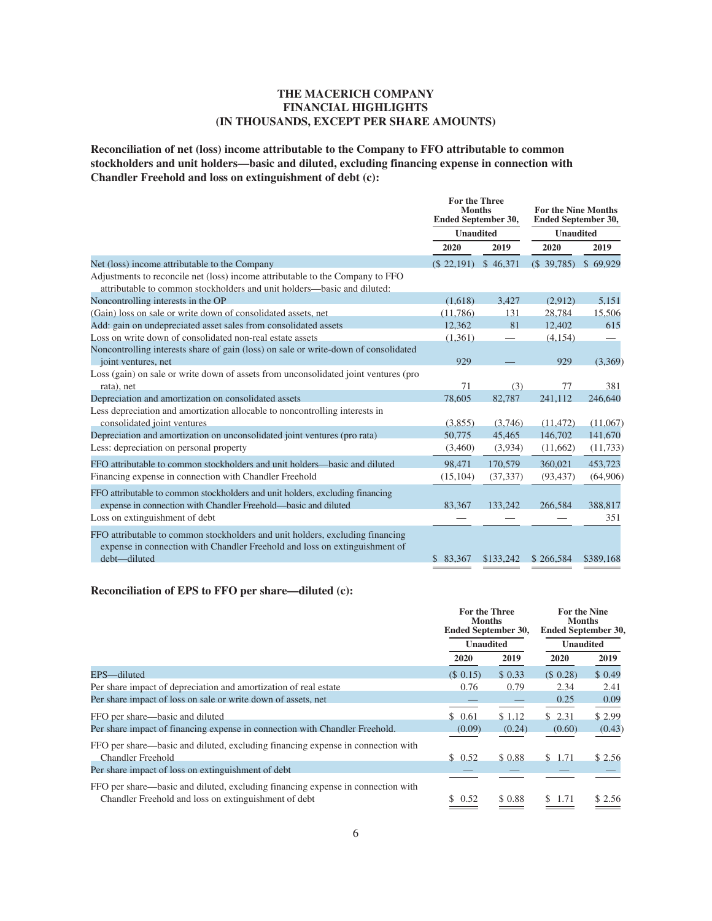# THE MACERICH COMPANY
# FINANCIAL HIGHLIGHTS
# (IN THOUSANDS, EXCEPT PER SHARE AMOUNTS)

**Reconciliation of net (loss) income attributable to the Company to FFO attributable to common stockholders and unit holders—basic and diluted, excluding financing expense in connection with Chandler Freehold and loss on extinguishment of debt (c):**

| | For the Three Months Ended September 30, | | For the Nine Months Ended September 30, | |
|---|---|---|---|---|
| | Unaudited | | Unaudited | |
| | 2020 | 2019 | 2020 | 2019 |
| Net (loss) income attributable to the Company | ($ 22,191) | $ 46,371 | ($ 39,785) | $ 69,929 |
| Adjustments to reconcile net (loss) income attributable to the Company to FFO attributable to common stockholders and unit holders—basic and diluted: | | | | |
| Noncontrolling interests in the OP | (1,618) | 3,427 | (2,912) | 5,151 |
| (Gain) loss on sale or write down of consolidated assets, net | (11,786) | 131 | 28,784 | 15,506 |
| Add: gain on undepreciated asset sales from consolidated assets | 12,362 | 81 | 12,402 | 615 |
| Loss on write down of consolidated non-real estate assets | (1,361) | — | (4,154) | — |
| Noncontrolling interests share of gain (loss) on sale or write-down of consolidated joint ventures, net | 929 | — | 929 | (3,369) |
| Loss (gain) on sale or write down of assets from unconsolidated joint ventures (pro rata), net | 71 | (3) | 77 | 381 |
| Depreciation and amortization on consolidated assets | 78,605 | 82,787 | 241,112 | 246,640 |
| Less depreciation and amortization allocable to noncontrolling interests in consolidated joint ventures | (3,855) | (3,746) | (11,472) | (11,067) |
| Depreciation and amortization on unconsolidated joint ventures (pro rata) | 50,775 | 45,465 | 146,702 | 141,670 |
| Less: depreciation on personal property | (3,460) | (3,934) | (11,662) | (11,733) |
| FFO attributable to common stockholders and unit holders—basic and diluted | 98,471 | 170,579 | 360,021 | 453,723 |
| Financing expense in connection with Chandler Freehold | (15,104) | (37,337) | (93,437) | (64,906) |
| FFO attributable to common stockholders and unit holders, excluding financing expense in connection with Chandler Freehold—basic and diluted | 83,367 | 133,242 | 266,584 | 388,817 |
| Loss on extinguishment of debt | — | — | — | 351 |
| FFO attributable to common stockholders and unit holders, excluding financing expense in connection with Chandler Freehold and loss on extinguishment of debt—diluted | $ 83,367 | $133,242 | $ 266,584 | $389,168 |

**Reconciliation of EPS to FFO per share—diluted (c):**

| | For the Three Months Ended September 30, | | For the Nine Months Ended September 30, | |
|---|---|---|---|---|
| | Unaudited | | Unaudited | |
| | 2020 | 2019 | 2020 | 2019 |
| EPS—diluted | ($ 0.15) | $ 0.33 | ($ 0.28) | $ 0.49 |
| Per share impact of depreciation and amortization of real estate | 0.76 | 0.79 | 2.34 | 2.41 |
| Per share impact of loss on sale or write down of assets, net | — | — | 0.25 | 0.09 |
| FFO per share—basic and diluted | $ 0.61 | $ 1.12 | $ 2.31 | $ 2.99 |
| Per share impact of financing expense in connection with Chandler Freehold. | (0.09) | (0.24) | (0.60) | (0.43) |
| FFO per share—basic and diluted, excluding financing expense in connection with Chandler Freehold | $ 0.52 | $ 0.88 | $ 1.71 | $ 2.56 |
| Per share impact of loss on extinguishment of debt | — | — | — | — |
| FFO per share—basic and diluted, excluding financing expense in connection with Chandler Freehold and loss on extinguishment of debt | $ 0.52 | $ 0.88 | $ 1.71 | $ 2.56 |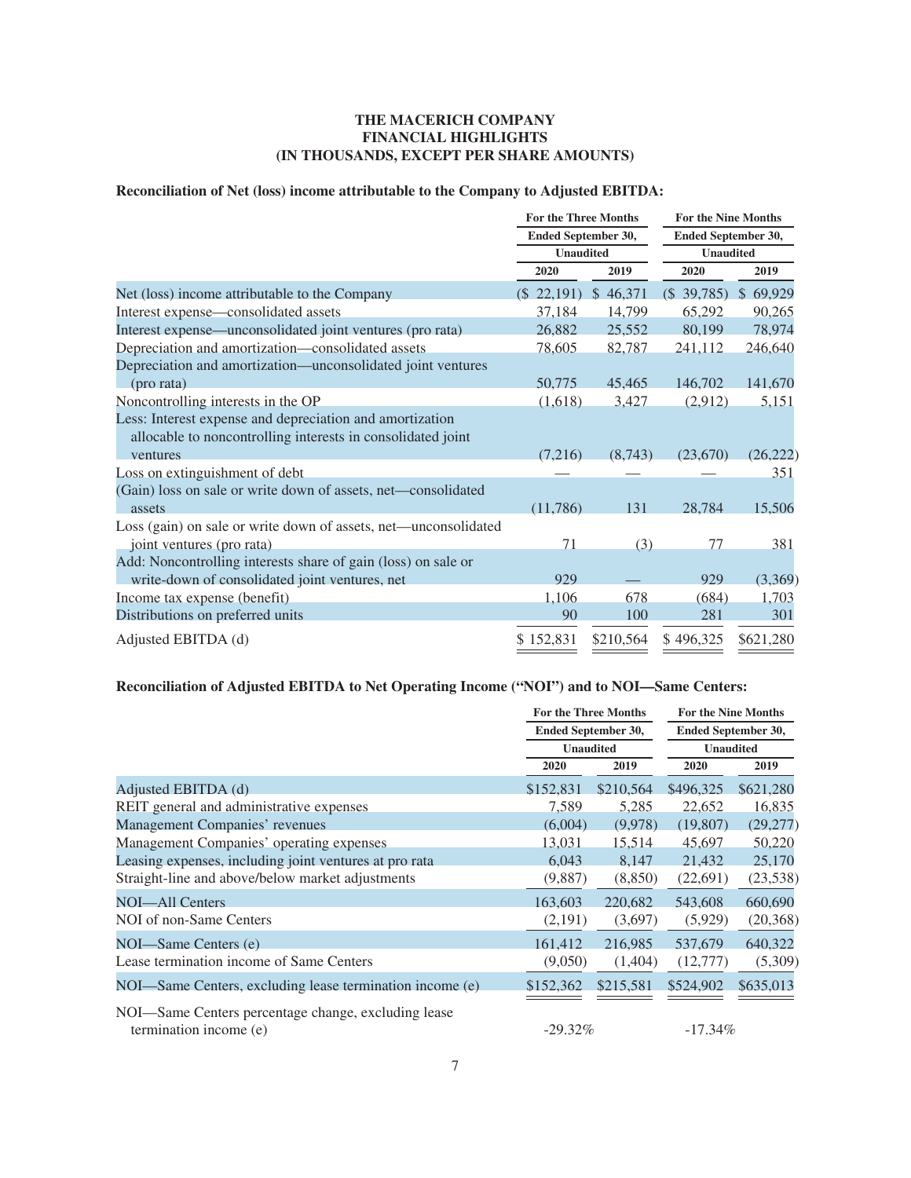# THE MACERICH COMPANY
# FINANCIAL HIGHLIGHTS
# (IN THOUSANDS, EXCEPT PER SHARE AMOUNTS)

**Reconciliation of Net (loss) income attributable to the Company to Adjusted EBITDA:**

| | For the Three Months Ended September 30, Unaudited | | For the Nine Months Ended September 30, Unaudited | |
|---|---|---|---|---|
| | 2020 | 2019 | 2020 | 2019 |
| Net (loss) income attributable to the Company | ($ 22,191) | $ 46,371 | ($ 39,785) | $ 69,929 |
| Interest expense—consolidated assets | 37,184 | 14,799 | 65,292 | 90,265 |
| Interest expense—unconsolidated joint ventures (pro rata) | 26,882 | 25,552 | 80,199 | 78,974 |
| Depreciation and amortization—consolidated assets | 78,605 | 82,787 | 241,112 | 246,640 |
| Depreciation and amortization—unconsolidated joint ventures (pro rata) | 50,775 | 45,465 | 146,702 | 141,670 |
| Noncontrolling interests in the OP | (1,618) | 3,427 | (2,912) | 5,151 |
| Less: Interest expense and depreciation and amortization allocable to noncontrolling interests in consolidated joint ventures | (7,216) | (8,743) | (23,670) | (26,222) |
| Loss on extinguishment of debt | — | — | — | 351 |
| (Gain) loss on sale or write down of assets, net—consolidated assets | (11,786) | 131 | 28,784 | 15,506 |
| Loss (gain) on sale or write down of assets, net—unconsolidated joint ventures (pro rata) | 71 | (3) | 77 | 381 |
| Add: Noncontrolling interests share of gain (loss) on sale or write-down of consolidated joint ventures, net | 929 | — | 929 | (3,369) |
| Income tax expense (benefit) | 1,106 | 678 | (684) | 1,703 |
| Distributions on preferred units | 90 | 100 | 281 | 301 |
| Adjusted EBITDA (d) | $ 152,831 | $210,564 | $ 496,325 | $621,280 |

**Reconciliation of Adjusted EBITDA to Net Operating Income ("NOI") and to NOI—Same Centers:**

| | For the Three Months Ended September 30, Unaudited | | For the Nine Months Ended September 30, Unaudited | |
|---|---|---|---|---|
| | 2020 | 2019 | 2020 | 2019 |
| Adjusted EBITDA (d) | $152,831 | $210,564 | $496,325 | $621,280 |
| REIT general and administrative expenses | 7,589 | 5,285 | 22,652 | 16,835 |
| Management Companies' revenues | (6,004) | (9,978) | (19,807) | (29,277) |
| Management Companies' operating expenses | 13,031 | 15,514 | 45,697 | 50,220 |
| Leasing expenses, including joint ventures at pro rata | 6,043 | 8,147 | 21,432 | 25,170 |
| Straight-line and above/below market adjustments | (9,887) | (8,850) | (22,691) | (23,538) |
| NOI—All Centers | 163,603 | 220,682 | 543,608 | 660,690 |
| NOI of non-Same Centers | (2,191) | (3,697) | (5,929) | (20,368) |
| NOI—Same Centers (e) | 161,412 | 216,985 | 537,679 | 640,322 |
| Lease termination income of Same Centers | (9,050) | (1,404) | (12,777) | (5,309) |
| NOI—Same Centers, excluding lease termination income (e) | $152,362 | $215,581 | $524,902 | $635,013 |
| NOI—Same Centers percentage change, excluding lease termination income (e) | -29.32% | | -17.34% | |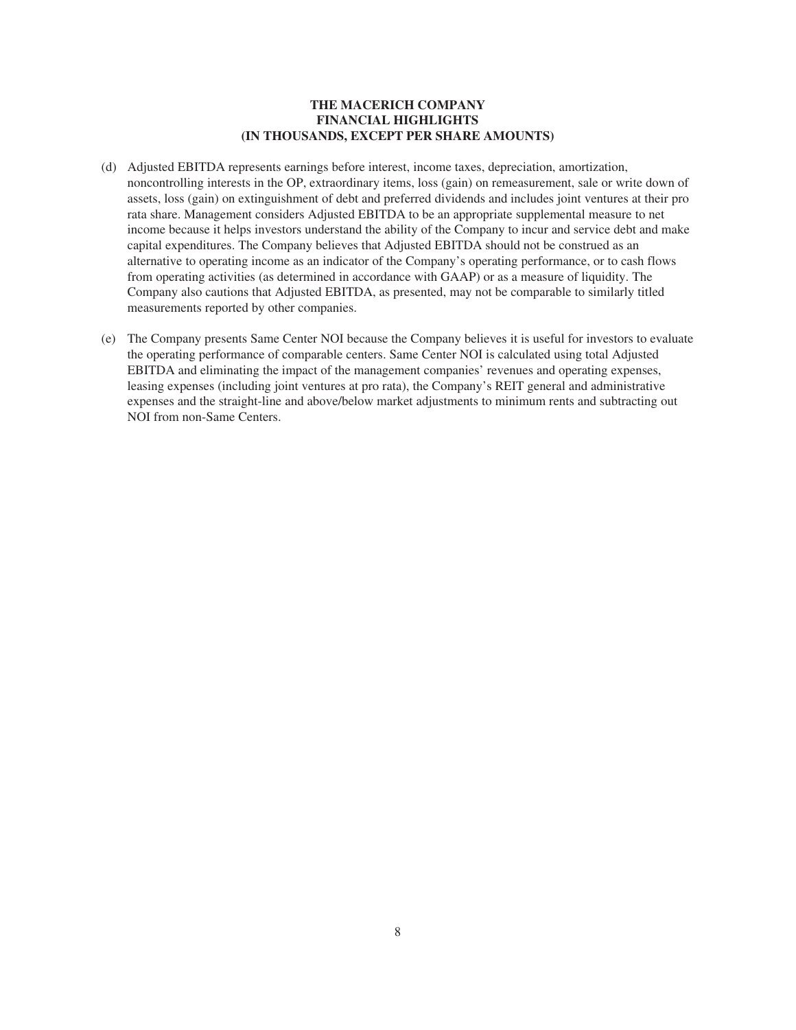**THE MACERICH COMPANY**
**FINANCIAL HIGHLIGHTS**
**(IN THOUSANDS, EXCEPT PER SHARE AMOUNTS)**

(d) Adjusted EBITDA represents earnings before interest, income taxes, depreciation, amortization, noncontrolling interests in the OP, extraordinary items, loss (gain) on remeasurement, sale or write down of assets, loss (gain) on extinguishment of debt and preferred dividends and includes joint ventures at their pro rata share. Management considers Adjusted EBITDA to be an appropriate supplemental measure to net income because it helps investors understand the ability of the Company to incur and service debt and make capital expenditures. The Company believes that Adjusted EBITDA should not be construed as an alternative to operating income as an indicator of the Company's operating performance, or to cash flows from operating activities (as determined in accordance with GAAP) or as a measure of liquidity. The Company also cautions that Adjusted EBITDA, as presented, may not be comparable to similarly titled measurements reported by other companies.

(e) The Company presents Same Center NOI because the Company believes it is useful for investors to evaluate the operating performance of comparable centers. Same Center NOI is calculated using total Adjusted EBITDA and eliminating the impact of the management companies' revenues and operating expenses, leasing expenses (including joint ventures at pro rata), the Company's REIT general and administrative expenses and the straight-line and above/below market adjustments to minimum rents and subtracting out NOI from non-Same Centers.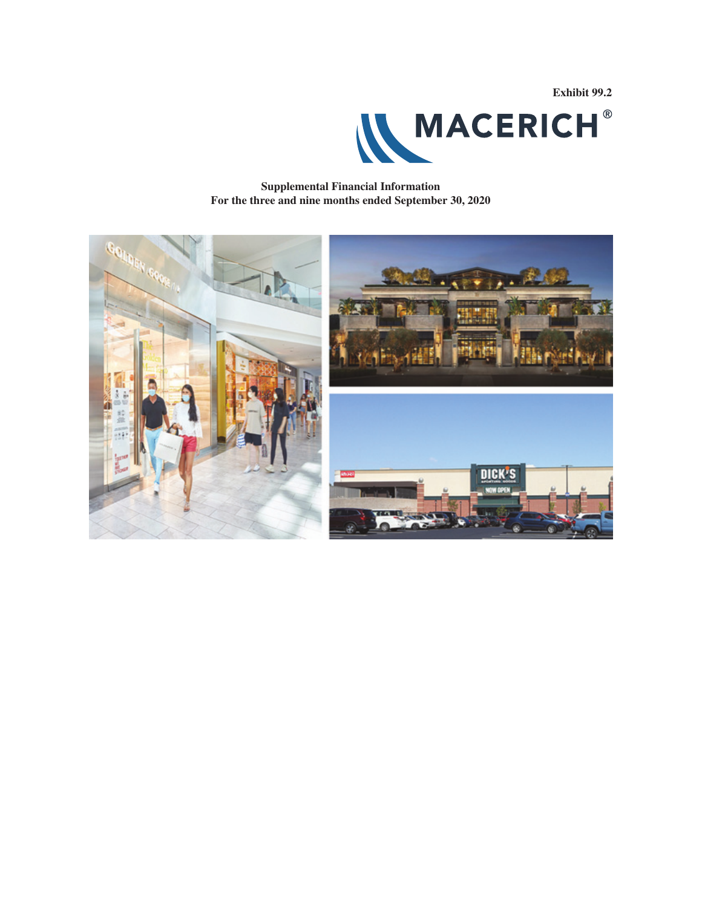Exhibit 99.2

MACERICH®

**Supplemental Financial Information**
**For the three and nine months ended September 30, 2020**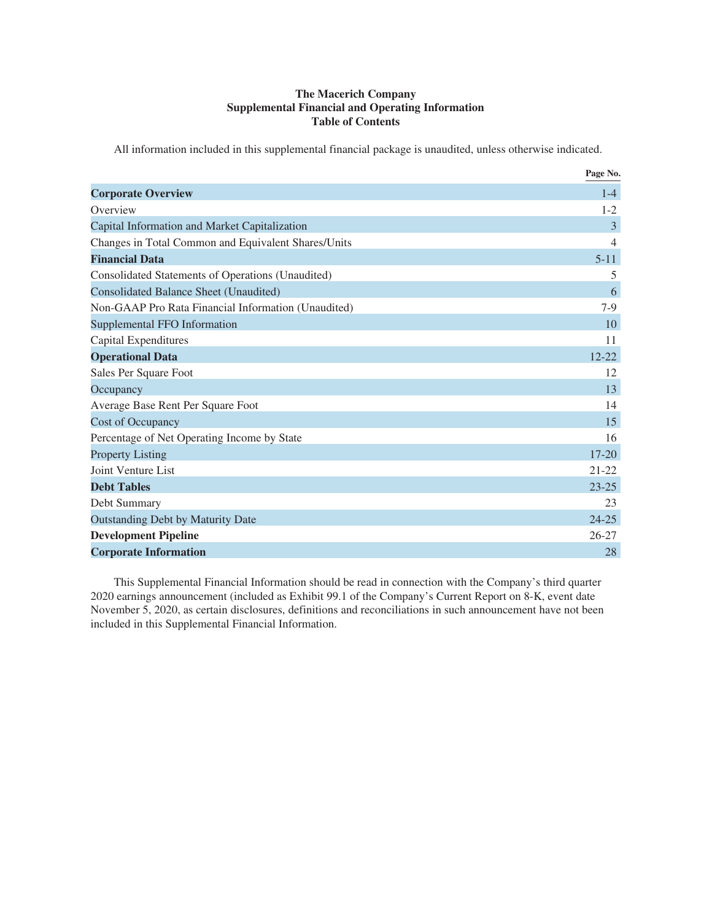**The Macerich Company**
**Supplemental Financial and Operating Information**
**Table of Contents**

All information included in this supplemental financial package is unaudited, unless otherwise indicated.

| | Page No. |
|---|---|
| **Corporate Overview** | 1-4 |
| Overview | 1-2 |
| Capital Information and Market Capitalization | 3 |
| Changes in Total Common and Equivalent Shares/Units | 4 |
| **Financial Data** | 5-11 |
| Consolidated Statements of Operations (Unaudited) | 5 |
| Consolidated Balance Sheet (Unaudited) | 6 |
| Non-GAAP Pro Rata Financial Information (Unaudited) | 7-9 |
| Supplemental FFO Information | 10 |
| Capital Expenditures | 11 |
| **Operational Data** | 12-22 |
| Sales Per Square Foot | 12 |
| Occupancy | 13 |
| Average Base Rent Per Square Foot | 14 |
| Cost of Occupancy | 15 |
| Percentage of Net Operating Income by State | 16 |
| Property Listing | 17-20 |
| Joint Venture List | 21-22 |
| **Debt Tables** | 23-25 |
| Debt Summary | 23 |
| Outstanding Debt by Maturity Date | 24-25 |
| **Development Pipeline** | 26-27 |
| **Corporate Information** | 28 |

This Supplemental Financial Information should be read in connection with the Company's third quarter 2020 earnings announcement (included as Exhibit 99.1 of the Company's Current Report on 8-K, event date November 5, 2020, as certain disclosures, definitions and reconciliations in such announcement have not been included in this Supplemental Financial Information.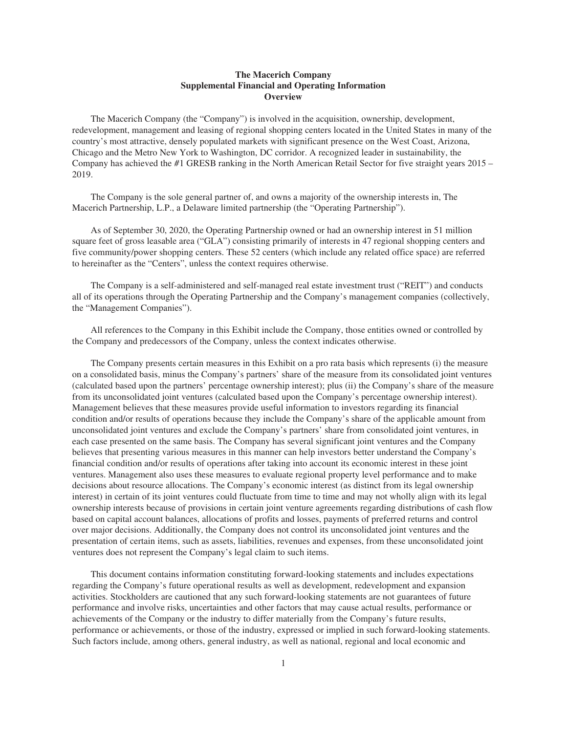**The Macerich Company**
**Supplemental Financial and Operating Information**
**Overview**

The Macerich Company (the "Company") is involved in the acquisition, ownership, development, redevelopment, management and leasing of regional shopping centers located in the United States in many of the country's most attractive, densely populated markets with significant presence on the West Coast, Arizona, Chicago and the Metro New York to Washington, DC corridor. A recognized leader in sustainability, the Company has achieved the #1 GRESB ranking in the North American Retail Sector for five straight years 2015 – 2019.

The Company is the sole general partner of, and owns a majority of the ownership interests in, The Macerich Partnership, L.P., a Delaware limited partnership (the "Operating Partnership").

As of September 30, 2020, the Operating Partnership owned or had an ownership interest in 51 million square feet of gross leasable area ("GLA") consisting primarily of interests in 47 regional shopping centers and five community/power shopping centers. These 52 centers (which include any related office space) are referred to hereinafter as the "Centers", unless the context requires otherwise.

The Company is a self-administered and self-managed real estate investment trust ("REIT") and conducts all of its operations through the Operating Partnership and the Company's management companies (collectively, the "Management Companies").

All references to the Company in this Exhibit include the Company, those entities owned or controlled by the Company and predecessors of the Company, unless the context indicates otherwise.

The Company presents certain measures in this Exhibit on a pro rata basis which represents (i) the measure on a consolidated basis, minus the Company's partners' share of the measure from its consolidated joint ventures (calculated based upon the partners' percentage ownership interest); plus (ii) the Company's share of the measure from its unconsolidated joint ventures (calculated based upon the Company's percentage ownership interest). Management believes that these measures provide useful information to investors regarding its financial condition and/or results of operations because they include the Company's share of the applicable amount from unconsolidated joint ventures and exclude the Company's partners' share from consolidated joint ventures, in each case presented on the same basis. The Company has several significant joint ventures and the Company believes that presenting various measures in this manner can help investors better understand the Company's financial condition and/or results of operations after taking into account its economic interest in these joint ventures. Management also uses these measures to evaluate regional property level performance and to make decisions about resource allocations. The Company's economic interest (as distinct from its legal ownership interest) in certain of its joint ventures could fluctuate from time to time and may not wholly align with its legal ownership interests because of provisions in certain joint venture agreements regarding distributions of cash flow based on capital account balances, allocations of profits and losses, payments of preferred returns and control over major decisions. Additionally, the Company does not control its unconsolidated joint ventures and the presentation of certain items, such as assets, liabilities, revenues and expenses, from these unconsolidated joint ventures does not represent the Company's legal claim to such items.

This document contains information constituting forward-looking statements and includes expectations regarding the Company's future operational results as well as development, redevelopment and expansion activities. Stockholders are cautioned that any such forward-looking statements are not guarantees of future performance and involve risks, uncertainties and other factors that may cause actual results, performance or achievements of the Company or the industry to differ materially from the Company's future results, performance or achievements, or those of the industry, expressed or implied in such forward-looking statements. Such factors include, among others, general industry, as well as national, regional and local economic and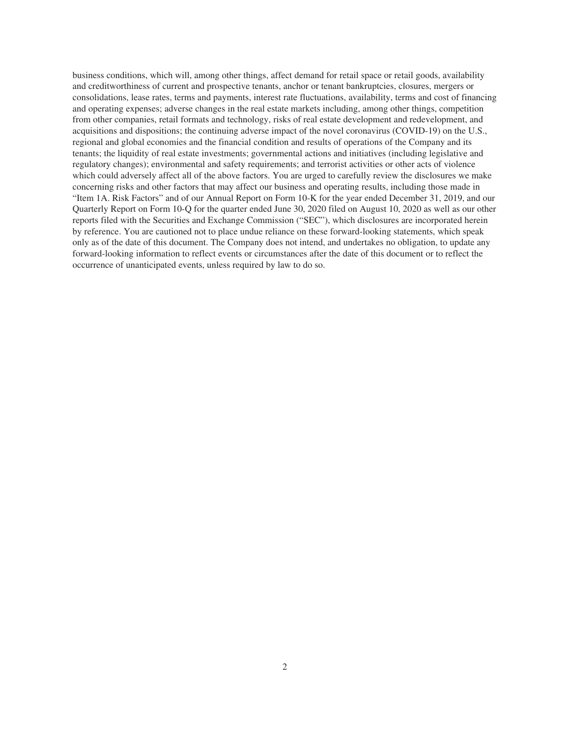business conditions, which will, among other things, affect demand for retail space or retail goods, availability and creditworthiness of current and prospective tenants, anchor or tenant bankruptcies, closures, mergers or consolidations, lease rates, terms and payments, interest rate fluctuations, availability, terms and cost of financing and operating expenses; adverse changes in the real estate markets including, among other things, competition from other companies, retail formats and technology, risks of real estate development and redevelopment, and acquisitions and dispositions; the continuing adverse impact of the novel coronavirus (COVID-19) on the U.S., regional and global economies and the financial condition and results of operations of the Company and its tenants; the liquidity of real estate investments; governmental actions and initiatives (including legislative and regulatory changes); environmental and safety requirements; and terrorist activities or other acts of violence which could adversely affect all of the above factors. You are urged to carefully review the disclosures we make concerning risks and other factors that may affect our business and operating results, including those made in "Item 1A. Risk Factors" and of our Annual Report on Form 10-K for the year ended December 31, 2019, and our Quarterly Report on Form 10-Q for the quarter ended June 30, 2020 filed on August 10, 2020 as well as our other reports filed with the Securities and Exchange Commission ("SEC"), which disclosures are incorporated herein by reference. You are cautioned not to place undue reliance on these forward-looking statements, which speak only as of the date of this document. The Company does not intend, and undertakes no obligation, to update any forward-looking information to reflect events or circumstances after the date of this document or to reflect the occurrence of unanticipated events, unless required by law to do so.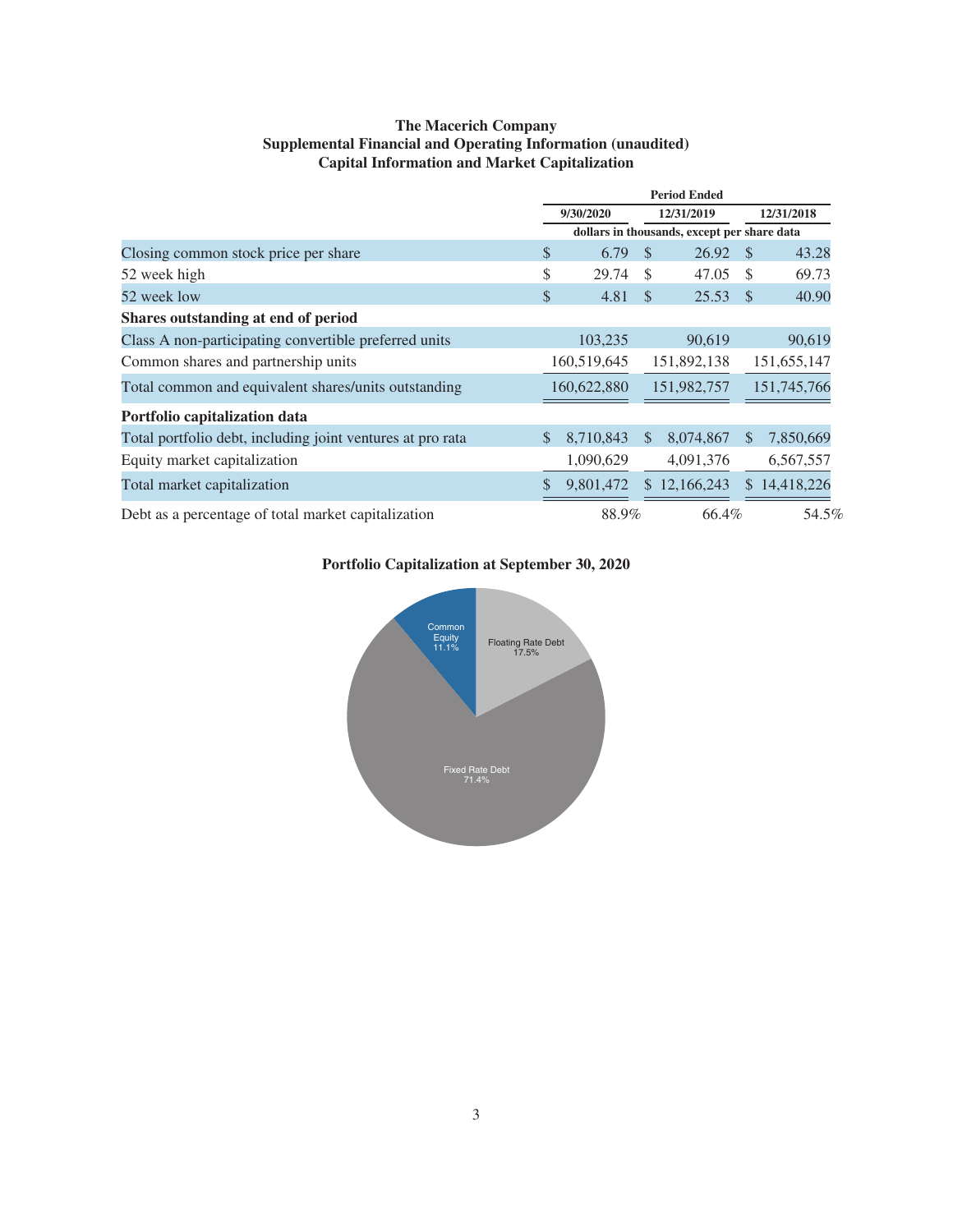**The Macerich Company**
**Supplemental Financial and Operating Information (unaudited)**
**Capital Information and Market Capitalization**

| | Period Ended | | |
|---|---|---|---|
| | 9/30/2020 | 12/31/2019 | 12/31/2018 |
| | dollars in thousands, except per share data | | |
| Closing common stock price per share | $ 6.79 | $ 26.92 | $ 43.28 |
| 52 week high | $ 29.74 | $ 47.05 | $ 69.73 |
| 52 week low | $ 4.81 | $ 25.53 | $ 40.90 |
| **Shares outstanding at end of period** | | | |
| Class A non-participating convertible preferred units | 103,235 | 90,619 | 90,619 |
| Common shares and partnership units | 160,519,645 | 151,892,138 | 151,655,147 |
| Total common and equivalent shares/units outstanding | 160,622,880 | 151,982,757 | 151,745,766 |
| **Portfolio capitalization data** | | | |
| Total portfolio debt, including joint ventures at pro rata | $ 8,710,843 | $ 8,074,867 | $ 7,850,669 |
| Equity market capitalization | 1,090,629 | 4,091,376 | 6,567,557 |
| Total market capitalization | $ 9,801,472 | $ 12,166,243 | $ 14,418,226 |
| Debt as a percentage of total market capitalization | 88.9% | 66.4% | 54.5% |

**Portfolio Capitalization at September 30, 2020**

| Component | Percentage |
|---|---|
| Common Equity | 11.1% |
| Floating Rate Debt | 17.5% |
| Fixed Rate Debt | 71.4% |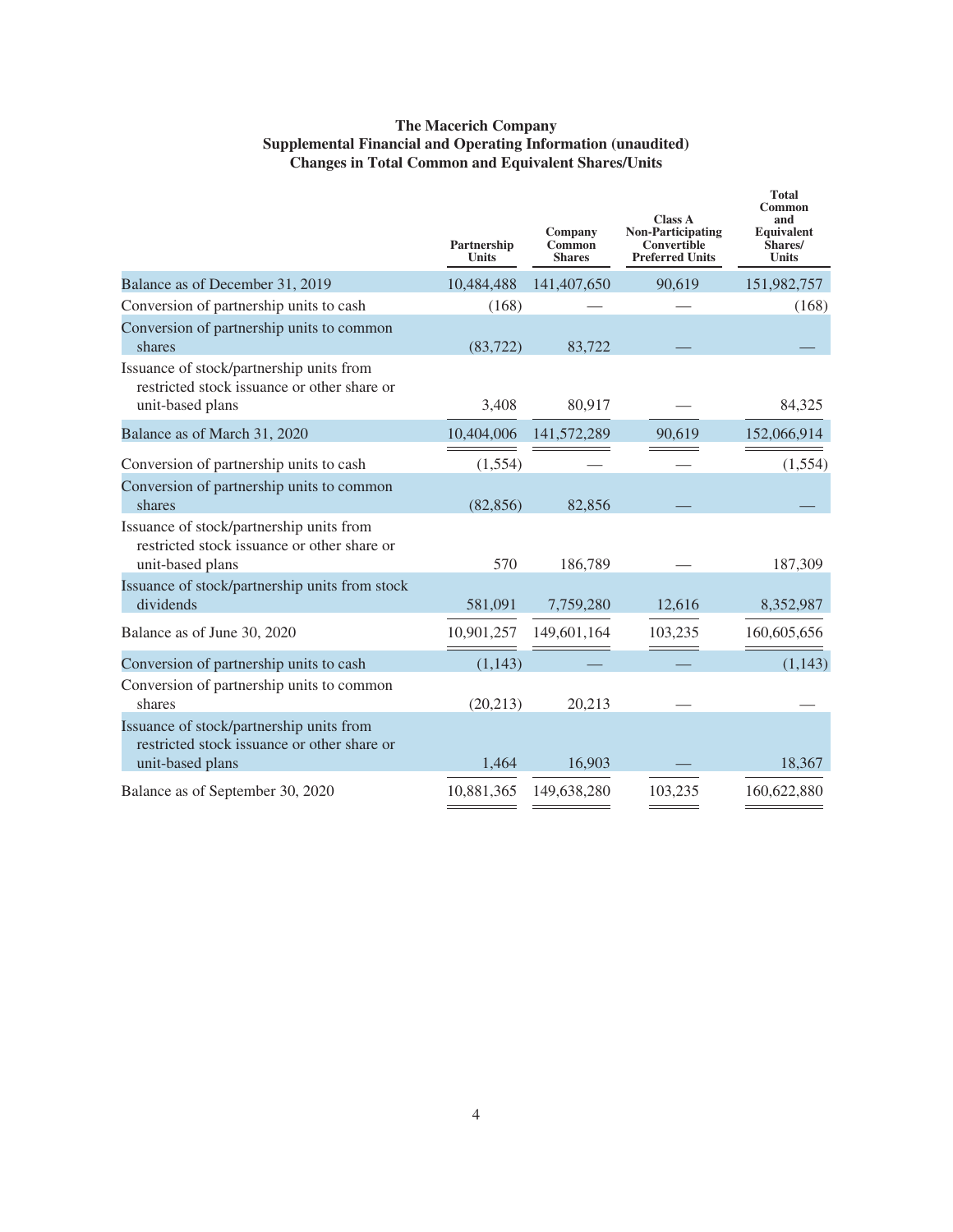**The Macerich Company**
**Supplemental Financial and Operating Information (unaudited)**
**Changes in Total Common and Equivalent Shares/Units**

| | Partnership Units | Company Common Shares | Class A Non-Participating Convertible Preferred Units | Total Common and Equivalent Shares/ Units |
|---|---|---|---|---|
| Balance as of December 31, 2019 | 10,484,488 | 141,407,650 | 90,619 | 151,982,757 |
| Conversion of partnership units to cash | (168) | — | — | (168) |
| Conversion of partnership units to common shares | (83,722) | 83,722 | — | — |
| Issuance of stock/partnership units from restricted stock issuance or other share or unit-based plans | 3,408 | 80,917 | — | 84,325 |
| Balance as of March 31, 2020 | 10,404,006 | 141,572,289 | 90,619 | 152,066,914 |
| Conversion of partnership units to cash | (1,554) | — | — | (1,554) |
| Conversion of partnership units to common shares | (82,856) | 82,856 | — | — |
| Issuance of stock/partnership units from restricted stock issuance or other share or unit-based plans | 570 | 186,789 | — | 187,309 |
| Issuance of stock/partnership units from stock dividends | 581,091 | 7,759,280 | 12,616 | 8,352,987 |
| Balance as of June 30, 2020 | 10,901,257 | 149,601,164 | 103,235 | 160,605,656 |
| Conversion of partnership units to cash | (1,143) | — | — | (1,143) |
| Conversion of partnership units to common shares | (20,213) | 20,213 | — | — |
| Issuance of stock/partnership units from restricted stock issuance or other share or unit-based plans | 1,464 | 16,903 | — | 18,367 |
| Balance as of September 30, 2020 | 10,881,365 | 149,638,280 | 103,235 | 160,622,880 |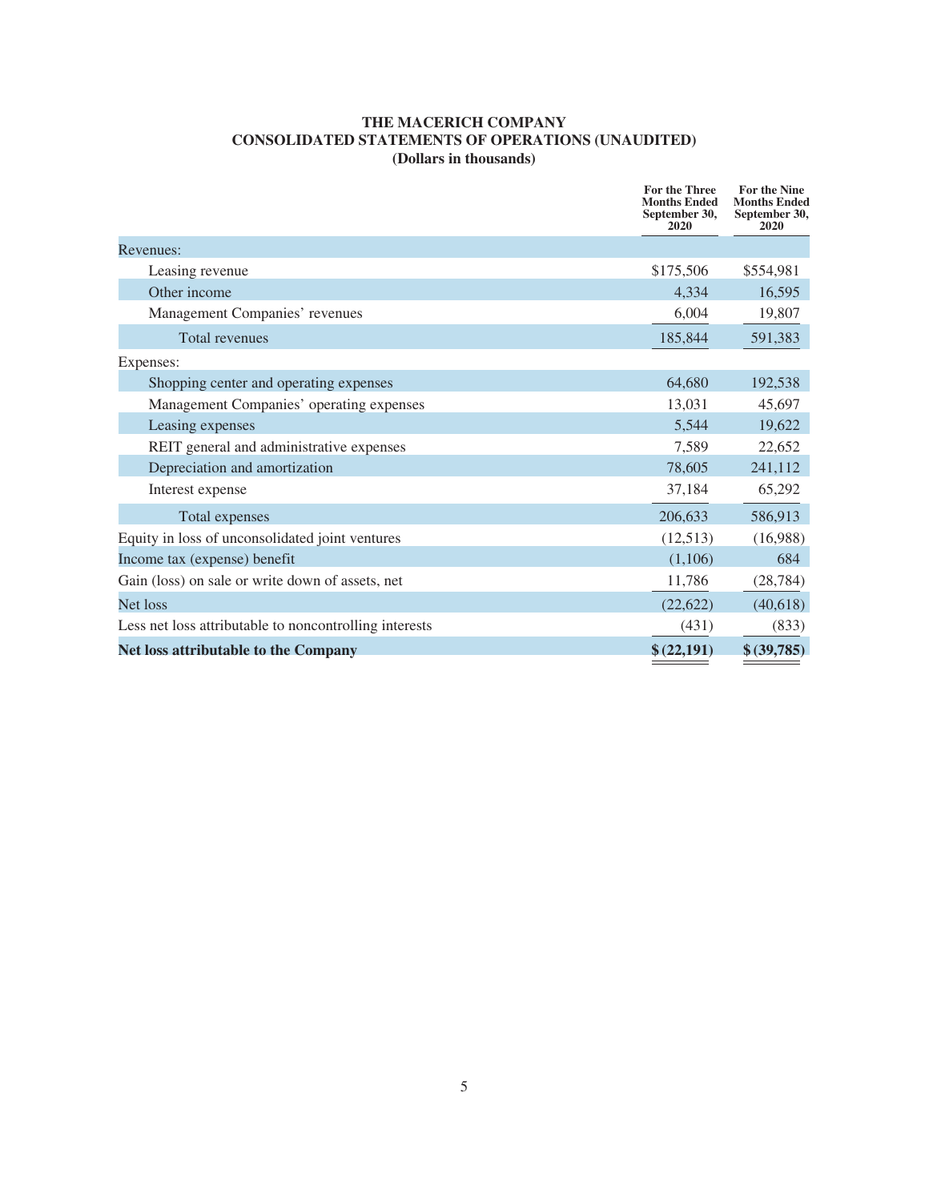**THE MACERICH COMPANY**
**CONSOLIDATED STATEMENTS OF OPERATIONS (UNAUDITED)**
**(Dollars in thousands)**

| | For the Three Months Ended September 30, 2020 | For the Nine Months Ended September 30, 2020 |
|---|---|---|
| Revenues: | | |
| Leasing revenue | $175,506 | $554,981 |
| Other income | 4,334 | 16,595 |
| Management Companies' revenues | 6,004 | 19,807 |
| Total revenues | 185,844 | 591,383 |
| Expenses: | | |
| Shopping center and operating expenses | 64,680 | 192,538 |
| Management Companies' operating expenses | 13,031 | 45,697 |
| Leasing expenses | 5,544 | 19,622 |
| REIT general and administrative expenses | 7,589 | 22,652 |
| Depreciation and amortization | 78,605 | 241,112 |
| Interest expense | 37,184 | 65,292 |
| Total expenses | 206,633 | 586,913 |
| Equity in loss of unconsolidated joint ventures | (12,513) | (16,988) |
| Income tax (expense) benefit | (1,106) | 684 |
| Gain (loss) on sale or write down of assets, net | 11,786 | (28,784) |
| Net loss | (22,622) | (40,618) |
| Less net loss attributable to noncontrolling interests | (431) | (833) |
| **Net loss attributable to the Company** | **$ (22,191)** | **$ (39,785)** |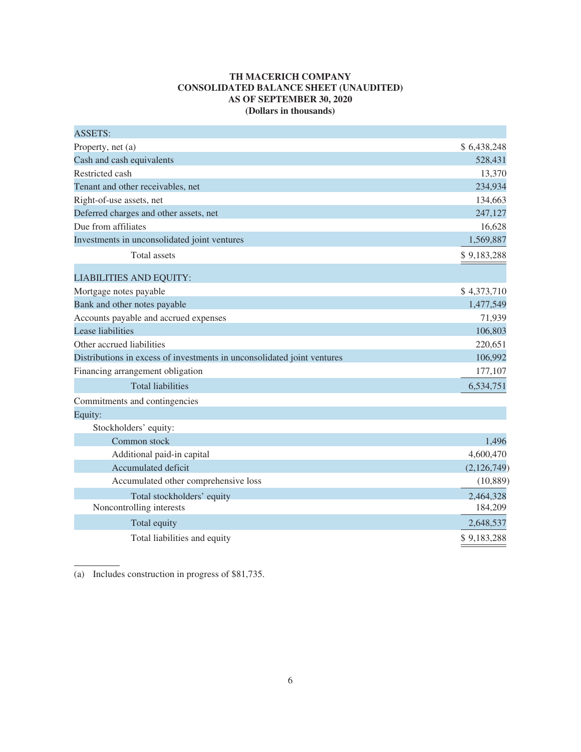**TH MACERICH COMPANY**
**CONSOLIDATED BALANCE SHEET (UNAUDITED)**
**AS OF SEPTEMBER 30, 2020**
**(Dollars in thousands)**

| | |
|---|---|
| ASSETS: | |
| Property, net (a) | $ 6,438,248 |
| Cash and cash equivalents | 528,431 |
| Restricted cash | 13,370 |
| Tenant and other receivables, net | 234,934 |
| Right-of-use assets, net | 134,663 |
| Deferred charges and other assets, net | 247,127 |
| Due from affiliates | 16,628 |
| Investments in unconsolidated joint ventures | 1,569,887 |
| Total assets | $ 9,183,288 |
| LIABILITIES AND EQUITY: | |
| Mortgage notes payable | $ 4,373,710 |
| Bank and other notes payable | 1,477,549 |
| Accounts payable and accrued expenses | 71,939 |
| Lease liabilities | 106,803 |
| Other accrued liabilities | 220,651 |
| Distributions in excess of investments in unconsolidated joint ventures | 106,992 |
| Financing arrangement obligation | 177,107 |
| Total liabilities | 6,534,751 |
| Commitments and contingencies | |
| Equity: | |
| Stockholders' equity: | |
| Common stock | 1,496 |
| Additional paid-in capital | 4,600,470 |
| Accumulated deficit | (2,126,749) |
| Accumulated other comprehensive loss | (10,889) |
| Total stockholders' equity | 2,464,328 |
| Noncontrolling interests | 184,209 |
| Total equity | 2,648,537 |
| Total liabilities and equity | $ 9,183,288 |

(a) Includes construction in progress of $81,735.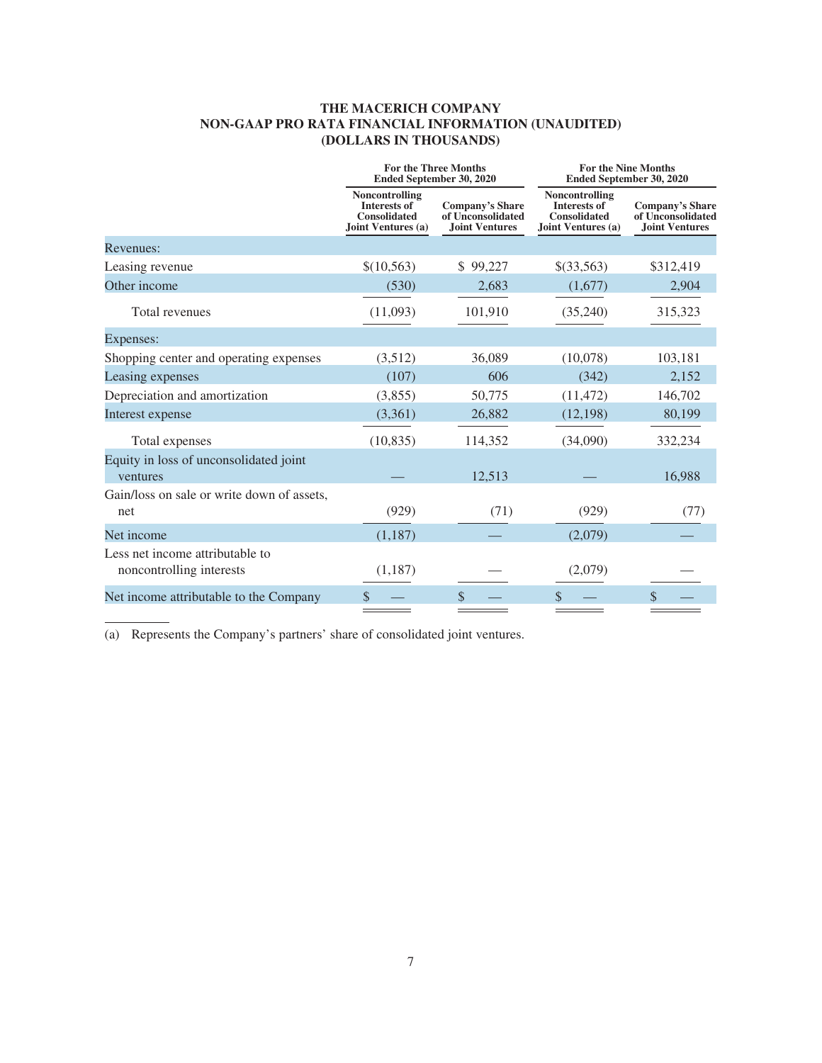# THE MACERICH COMPANY
## NON-GAAP PRO RATA FINANCIAL INFORMATION (UNAUDITED)
## (DOLLARS IN THOUSANDS)

| | For the Three Months Ended September 30, 2020 | | For the Nine Months Ended September 30, 2020 | |
|---|---|---|---|---|
| | Noncontrolling Interests of Consolidated Joint Ventures (a) | Company's Share of Unconsolidated Joint Ventures | Noncontrolling Interests of Consolidated Joint Ventures (a) | Company's Share of Unconsolidated Joint Ventures |
| Revenues: | | | | |
| Leasing revenue | $(10,563) | $ 99,227 | $(33,563) | $312,419 |
| Other income | (530) | 2,683 | (1,677) | 2,904 |
| Total revenues | (11,093) | 101,910 | (35,240) | 315,323 |
| Expenses: | | | | |
| Shopping center and operating expenses | (3,512) | 36,089 | (10,078) | 103,181 |
| Leasing expenses | (107) | 606 | (342) | 2,152 |
| Depreciation and amortization | (3,855) | 50,775 | (11,472) | 146,702 |
| Interest expense | (3,361) | 26,882 | (12,198) | 80,199 |
| Total expenses | (10,835) | 114,352 | (34,090) | 332,234 |
| Equity in loss of unconsolidated joint ventures | — | 12,513 | — | 16,988 |
| Gain/loss on sale or write down of assets, net | (929) | (71) | (929) | (77) |
| Net income | (1,187) | — | (2,079) | — |
| Less net income attributable to noncontrolling interests | (1,187) | — | (2,079) | — |
| Net income attributable to the Company | $ — | $ — | $ — | $ — |

(a) Represents the Company's partners' share of consolidated joint ventures.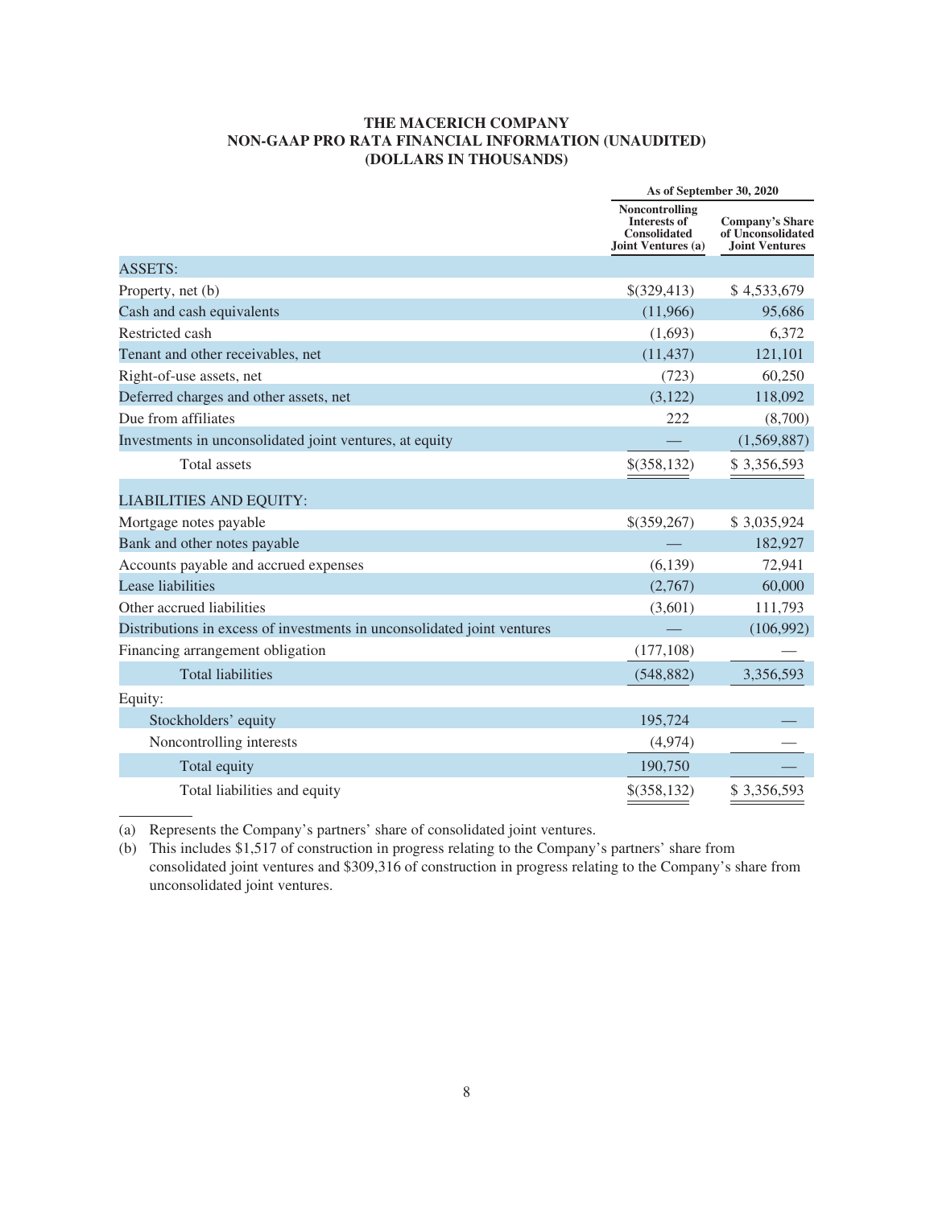# THE MACERICH COMPANY
## NON-GAAP PRO RATA FINANCIAL INFORMATION (UNAUDITED)
## (DOLLARS IN THOUSANDS)

| | As of September 30, 2020 | |
|---|---|---|
| | Noncontrolling Interests of Consolidated Joint Ventures (a) | Company's Share of Unconsolidated Joint Ventures |
| **ASSETS:** | | |
| Property, net (b) | $(329,413) | $ 4,533,679 |
| Cash and cash equivalents | (11,966) | 95,686 |
| Restricted cash | (1,693) | 6,372 |
| Tenant and other receivables, net | (11,437) | 121,101 |
| Right-of-use assets, net | (723) | 60,250 |
| Deferred charges and other assets, net | (3,122) | 118,092 |
| Due from affiliates | 222 | (8,700) |
| Investments in unconsolidated joint ventures, at equity | — | (1,569,887) |
| Total assets | $(358,132) | $ 3,356,593 |
| **LIABILITIES AND EQUITY:** | | |
| Mortgage notes payable | $(359,267) | $ 3,035,924 |
| Bank and other notes payable | — | 182,927 |
| Accounts payable and accrued expenses | (6,139) | 72,941 |
| Lease liabilities | (2,767) | 60,000 |
| Other accrued liabilities | (3,601) | 111,793 |
| Distributions in excess of investments in unconsolidated joint ventures | — | (106,992) |
| Financing arrangement obligation | (177,108) | — |
| Total liabilities | (548,882) | 3,356,593 |
| Equity: | | |
| Stockholders' equity | 195,724 | — |
| Noncontrolling interests | (4,974) | — |
| Total equity | 190,750 | — |
| Total liabilities and equity | $(358,132) | $ 3,356,593 |

(a) Represents the Company's partners' share of consolidated joint ventures.

(b) This includes $1,517 of construction in progress relating to the Company's partners' share from consolidated joint ventures and $309,316 of construction in progress relating to the Company's share from unconsolidated joint ventures.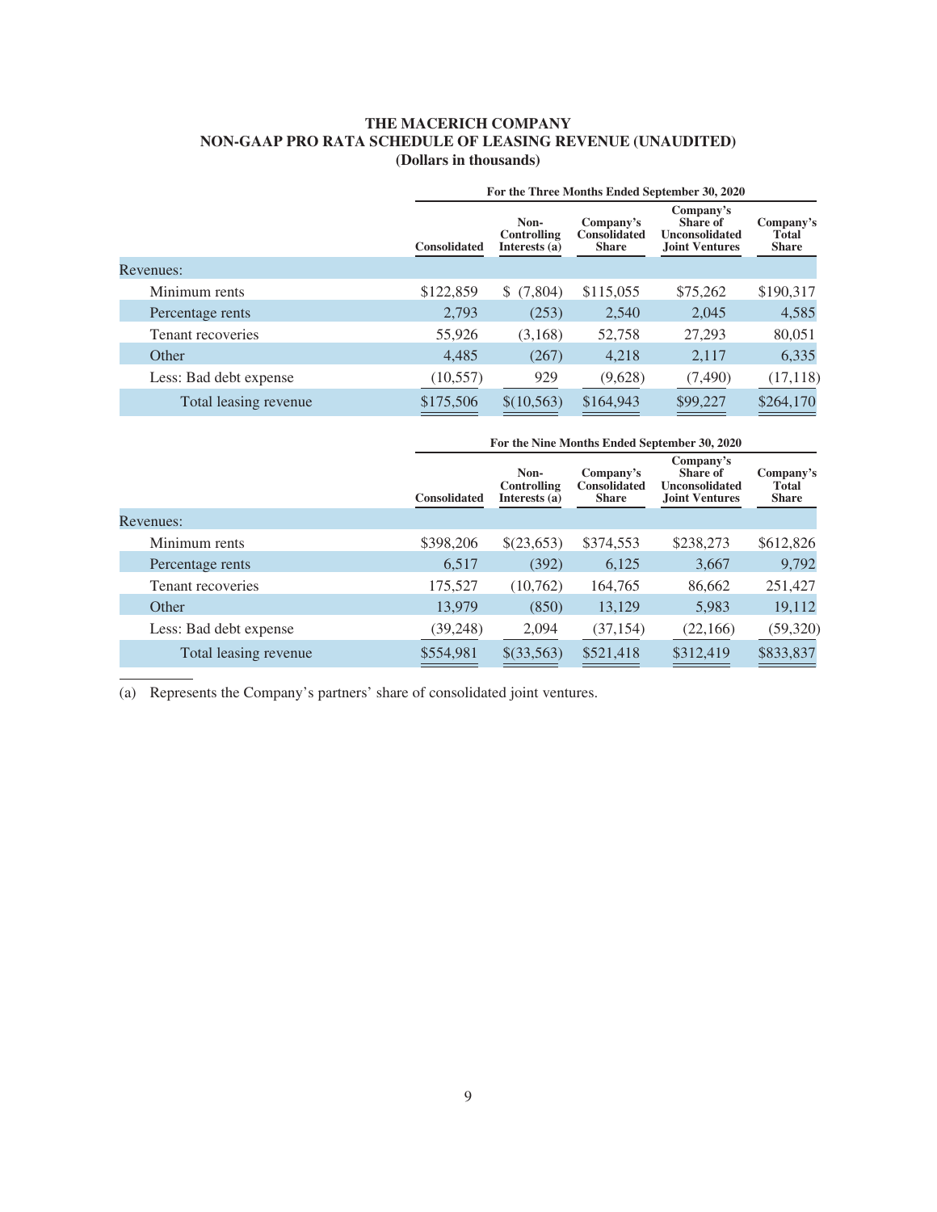# THE MACERICH COMPANY
## NON-GAAP PRO RATA SCHEDULE OF LEASING REVENUE (UNAUDITED)
### (Dollars in thousands)

| | For the Three Months Ended September 30, 2020 | | | | |
|---|---|---|---|---|---|
| | Consolidated | Non-Controlling Interests (a) | Company's Consolidated Share | Company's Share of Unconsolidated Joint Ventures | Company's Total Share |
| Revenues: | | | | | |
| Minimum rents | $122,859 | $ (7,804) | $115,055 | $75,262 | $190,317 |
| Percentage rents | 2,793 | (253) | 2,540 | 2,045 | 4,585 |
| Tenant recoveries | 55,926 | (3,168) | 52,758 | 27,293 | 80,051 |
| Other | 4,485 | (267) | 4,218 | 2,117 | 6,335 |
| Less: Bad debt expense | (10,557) | 929 | (9,628) | (7,490) | (17,118) |
| Total leasing revenue | $175,506 | $(10,563) | $164,943 | $99,227 | $264,170 |

| | For the Nine Months Ended September 30, 2020 | | | | |
|---|---|---|---|---|---|
| | Consolidated | Non-Controlling Interests (a) | Company's Consolidated Share | Company's Share of Unconsolidated Joint Ventures | Company's Total Share |
| Revenues: | | | | | |
| Minimum rents | $398,206 | $(23,653) | $374,553 | $238,273 | $612,826 |
| Percentage rents | 6,517 | (392) | 6,125 | 3,667 | 9,792 |
| Tenant recoveries | 175,527 | (10,762) | 164,765 | 86,662 | 251,427 |
| Other | 13,979 | (850) | 13,129 | 5,983 | 19,112 |
| Less: Bad debt expense | (39,248) | 2,094 | (37,154) | (22,166) | (59,320) |
| Total leasing revenue | $554,981 | $(33,563) | $521,418 | $312,419 | $833,837 |

(a) Represents the Company's partners' share of consolidated joint ventures.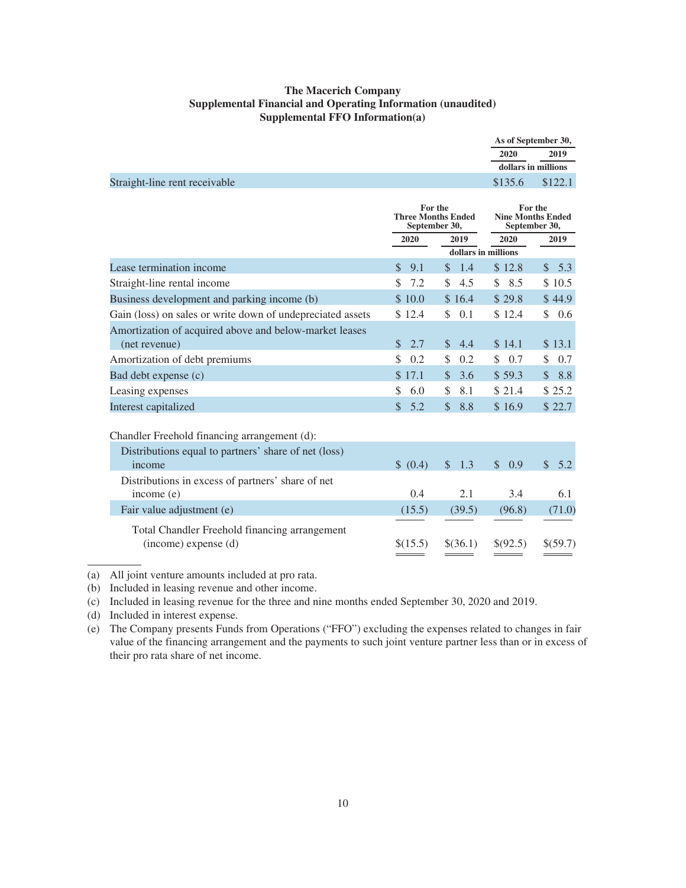**The Macerich Company**
**Supplemental Financial and Operating Information (unaudited)**
**Supplemental FFO Information(a)**

| | As of September 30, | |
|---|---|---|
| | 2020 | 2019 |
| | dollars in millions | |
| Straight-line rent receivable | $135.6 | $122.1 |

| | For the Three Months Ended September 30, | | For the Nine Months Ended September 30, | |
|---|---|---|---|---|
| | 2020 | 2019 | 2020 | 2019 |
| | dollars in millions | | | |
| Lease termination income | $ 9.1 | $ 1.4 | $ 12.8 | $ 5.3 |
| Straight-line rental income | $ 7.2 | $ 4.5 | $ 8.5 | $ 10.5 |
| Business development and parking income (b) | $ 10.0 | $ 16.4 | $ 29.8 | $ 44.9 |
| Gain (loss) on sales or write down of undepreciated assets | $ 12.4 | $ 0.1 | $ 12.4 | $ 0.6 |
| Amortization of acquired above and below-market leases (net revenue) | $ 2.7 | $ 4.4 | $ 14.1 | $ 13.1 |
| Amortization of debt premiums | $ 0.2 | $ 0.2 | $ 0.7 | $ 0.7 |
| Bad debt expense (c) | $ 17.1 | $ 3.6 | $ 59.3 | $ 8.8 |
| Leasing expenses | $ 6.0 | $ 8.1 | $ 21.4 | $ 25.2 |
| Interest capitalized | $ 5.2 | $ 8.8 | $ 16.9 | $ 22.7 |
| Chandler Freehold financing arrangement (d): | | | | |
| Distributions equal to partners' share of net (loss) income | $ (0.4) | $ 1.3 | $ 0.9 | $ 5.2 |
| Distributions in excess of partners' share of net income (e) | 0.4 | 2.1 | 3.4 | 6.1 |
| Fair value adjustment (e) | (15.5) | (39.5) | (96.8) | (71.0) |
| Total Chandler Freehold financing arrangement (income) expense (d) | $(15.5) | $(36.1) | $(92.5) | $(59.7) |

(a) All joint venture amounts included at pro rata.
(b) Included in leasing revenue and other income.
(c) Included in leasing revenue for the three and nine months ended September 30, 2020 and 2019.
(d) Included in interest expense.
(e) The Company presents Funds from Operations ("FFO") excluding the expenses related to changes in fair value of the financing arrangement and the payments to such joint venture partner less than or in excess of their pro rata share of net income.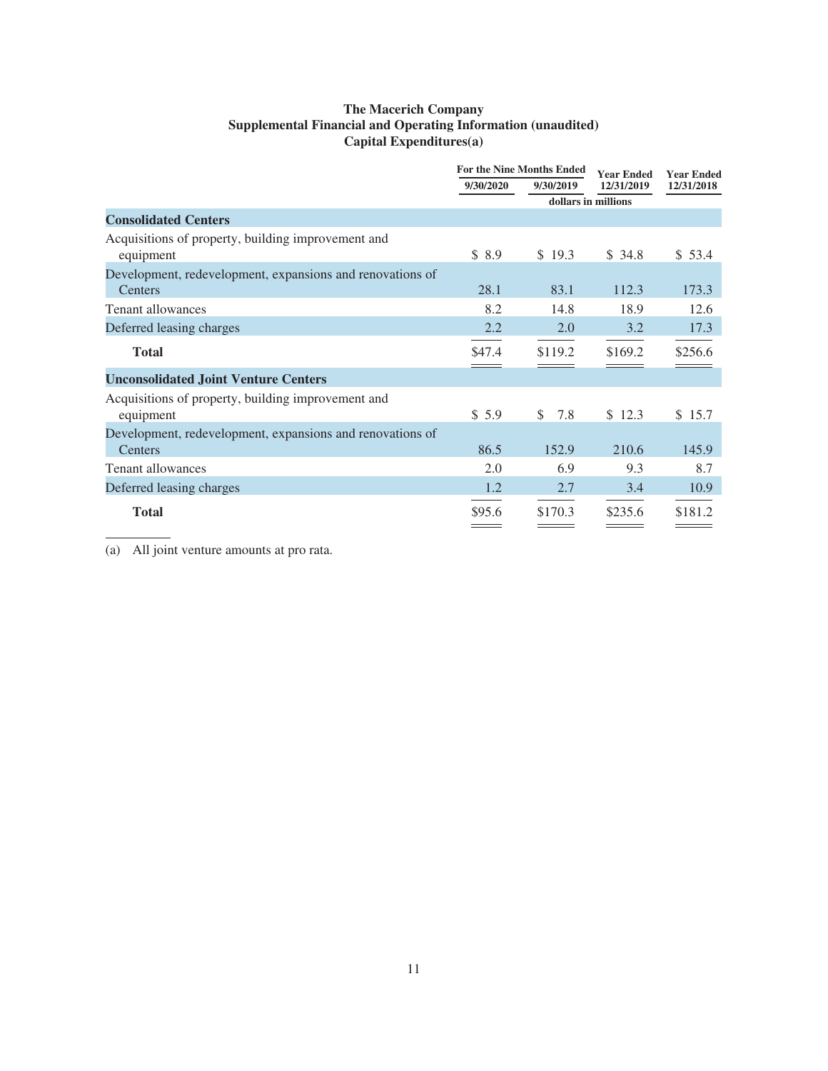# The Macerich Company
## Supplemental Financial and Operating Information (unaudited)
### Capital Expenditures(a)

| | For the Nine Months Ended | | Year Ended | Year Ended |
|---|---|---|---|---|
| | 9/30/2020 | 9/30/2019 | 12/31/2019 | 12/31/2018 |
| | dollars in millions | | | |
| **Consolidated Centers** | | | | |
| Acquisitions of property, building improvement and equipment | $ 8.9 | $ 19.3 | $ 34.8 | $ 53.4 |
| Development, redevelopment, expansions and renovations of Centers | 28.1 | 83.1 | 112.3 | 173.3 |
| Tenant allowances | 8.2 | 14.8 | 18.9 | 12.6 |
| Deferred leasing charges | 2.2 | 2.0 | 3.2 | 17.3 |
| **Total** | $47.4 | $119.2 | $169.2 | $256.6 |
| **Unconsolidated Joint Venture Centers** | | | | |
| Acquisitions of property, building improvement and equipment | $ 5.9 | $ 7.8 | $ 12.3 | $ 15.7 |
| Development, redevelopment, expansions and renovations of Centers | 86.5 | 152.9 | 210.6 | 145.9 |
| Tenant allowances | 2.0 | 6.9 | 9.3 | 8.7 |
| Deferred leasing charges | 1.2 | 2.7 | 3.4 | 10.9 |
| **Total** | $95.6 | $170.3 | $235.6 | $181.2 |

(a) All joint venture amounts at pro rata.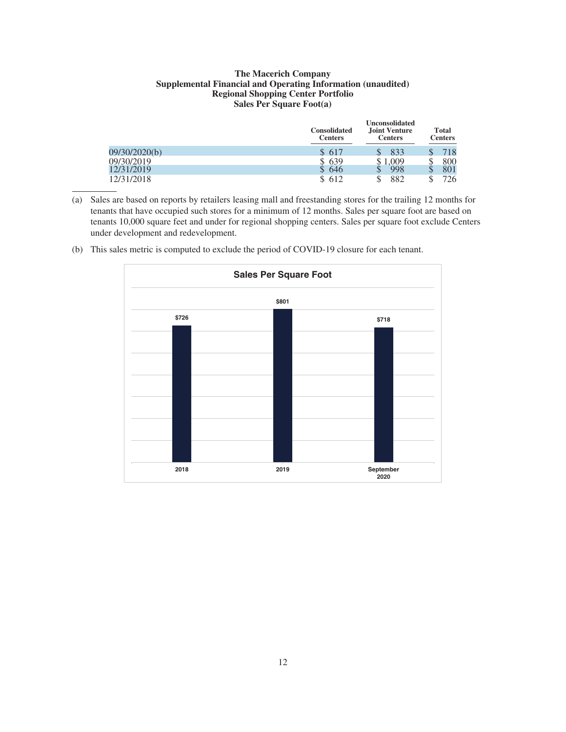**The Macerich Company**
**Supplemental Financial and Operating Information (unaudited)**
**Regional Shopping Center Portfolio**
**Sales Per Square Foot(a)**

| | Consolidated Centers | Unconsolidated Joint Venture Centers | Total Centers |
|---|---|---|---|
| 09/30/2020(b) | $ 617 | $ 833 | $ 718 |
| 09/30/2019 | $ 639 | $ 1,009 | $ 800 |
| 12/31/2019 | $ 646 | $ 998 | $ 801 |
| 12/31/2018 | $ 612 | $ 882 | $ 726 |

(a) Sales are based on reports by retailers leasing mall and freestanding stores for the trailing 12 months for tenants that have occupied such stores for a minimum of 12 months. Sales per square foot are based on tenants 10,000 square feet and under for regional shopping centers. Sales per square foot exclude Centers under development and redevelopment.

(b) This sales metric is computed to exclude the period of COVID-19 closure for each tenant.

**Sales Per Square Foot**

| | 2018 | 2019 | September 2020 |
|---|---|---|---|
| Sales Per Square Foot | $726 | $801 | $718 |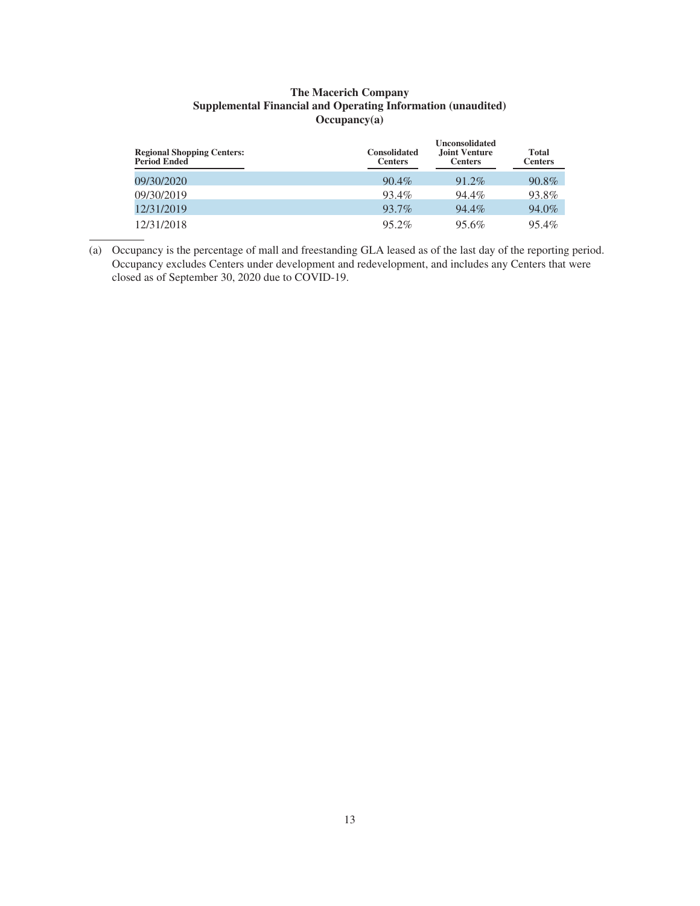**The Macerich Company**
**Supplemental Financial and Operating Information (unaudited)**
**Occupancy(a)**

| Regional Shopping Centers: Period Ended | Consolidated Centers | Unconsolidated Joint Venture Centers | Total Centers |
|---|---|---|---|
| 09/30/2020 | 90.4% | 91.2% | 90.8% |
| 09/30/2019 | 93.4% | 94.4% | 93.8% |
| 12/31/2019 | 93.7% | 94.4% | 94.0% |
| 12/31/2018 | 95.2% | 95.6% | 95.4% |

(a) Occupancy is the percentage of mall and freestanding GLA leased as of the last day of the reporting period. Occupancy excludes Centers under development and redevelopment, and includes any Centers that were closed as of September 30, 2020 due to COVID-19.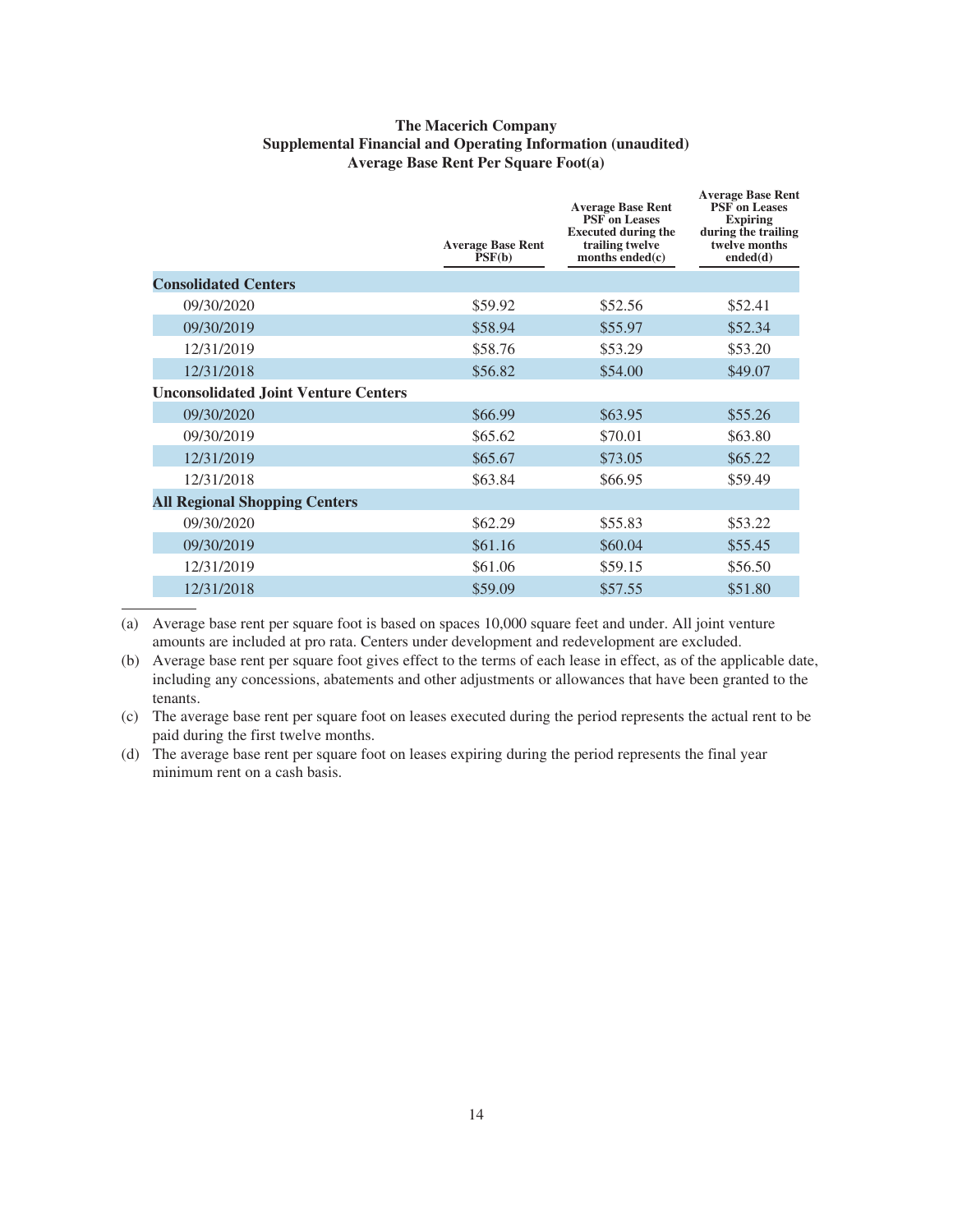**The Macerich Company**
**Supplemental Financial and Operating Information (unaudited)**
**Average Base Rent Per Square Foot(a)**

| | Average Base Rent PSF(b) | Average Base Rent PSF on Leases Executed during the trailing twelve months ended(c) | Average Base Rent PSF on Leases Expiring during the trailing twelve months ended(d) |
|---|---|---|---|
| **Consolidated Centers** | | | |
| 09/30/2020 | $59.92 | $52.56 | $52.41 |
| 09/30/2019 | $58.94 | $55.97 | $52.34 |
| 12/31/2019 | $58.76 | $53.29 | $53.20 |
| 12/31/2018 | $56.82 | $54.00 | $49.07 |
| **Unconsolidated Joint Venture Centers** | | | |
| 09/30/2020 | $66.99 | $63.95 | $55.26 |
| 09/30/2019 | $65.62 | $70.01 | $63.80 |
| 12/31/2019 | $65.67 | $73.05 | $65.22 |
| 12/31/2018 | $63.84 | $66.95 | $59.49 |
| **All Regional Shopping Centers** | | | |
| 09/30/2020 | $62.29 | $55.83 | $53.22 |
| 09/30/2019 | $61.16 | $60.04 | $55.45 |
| 12/31/2019 | $61.06 | $59.15 | $56.50 |
| 12/31/2018 | $59.09 | $57.55 | $51.80 |

(a) Average base rent per square foot is based on spaces 10,000 square feet and under. All joint venture amounts are included at pro rata. Centers under development and redevelopment are excluded.

(b) Average base rent per square foot gives effect to the terms of each lease in effect, as of the applicable date, including any concessions, abatements and other adjustments or allowances that have been granted to the tenants.

(c) The average base rent per square foot on leases executed during the period represents the actual rent to be paid during the first twelve months.

(d) The average base rent per square foot on leases expiring during the period represents the final year minimum rent on a cash basis.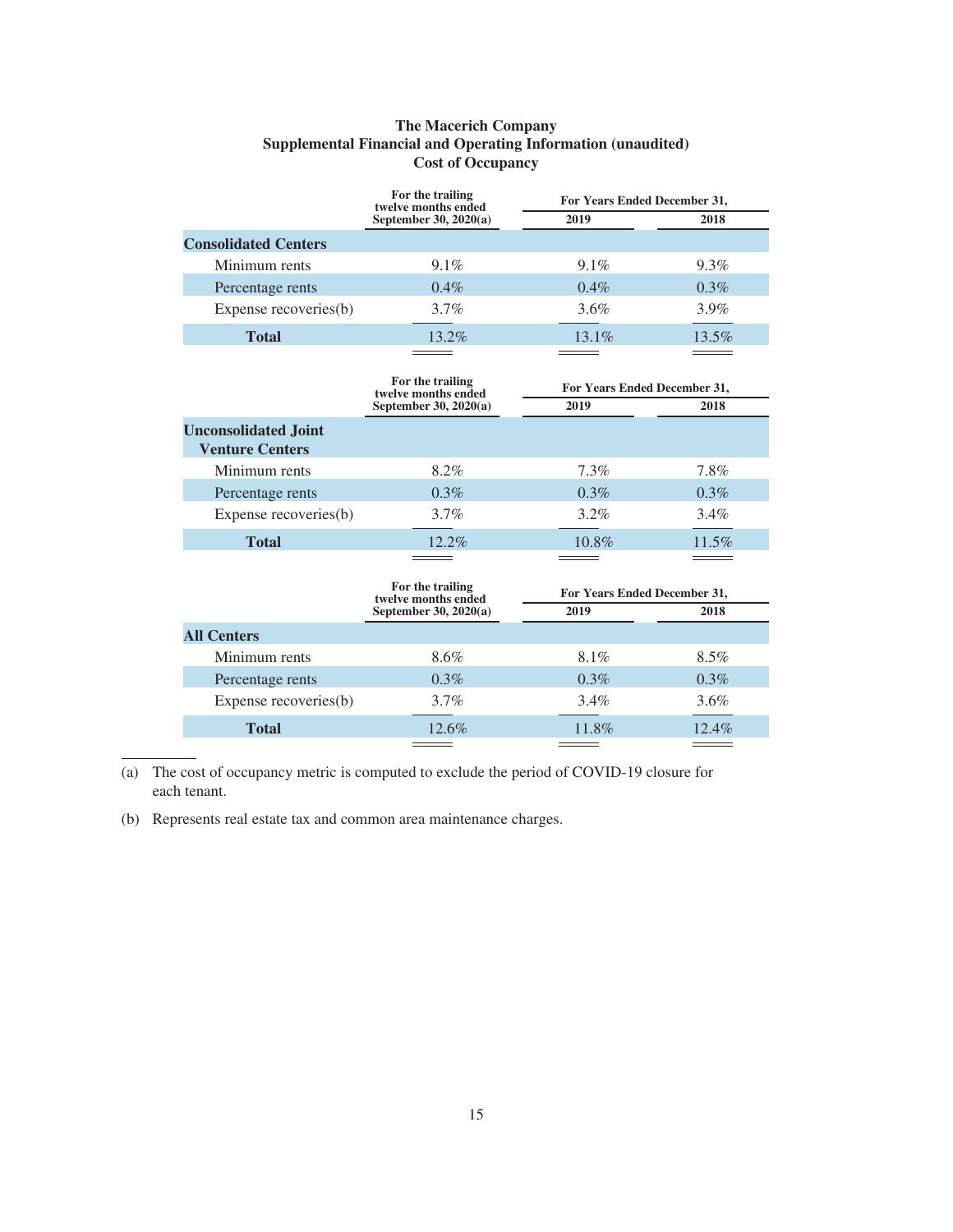**The Macerich Company**
**Supplemental Financial and Operating Information (unaudited)**
**Cost of Occupancy**

| | For the trailing twelve months ended September 30, 2020(a) | For Years Ended December 31, | |
|---|---|---|---|
| | | 2019 | 2018 |
| **Consolidated Centers** | | | |
| Minimum rents | 9.1% | 9.1% | 9.3% |
| Percentage rents | 0.4% | 0.4% | 0.3% |
| Expense recoveries(b) | 3.7% | 3.6% | 3.9% |
| **Total** | 13.2% | 13.1% | 13.5% |

| | For the trailing twelve months ended September 30, 2020(a) | For Years Ended December 31, | |
|---|---|---|---|
| | | 2019 | 2018 |
| **Unconsolidated Joint Venture Centers** | | | |
| Minimum rents | 8.2% | 7.3% | 7.8% |
| Percentage rents | 0.3% | 0.3% | 0.3% |
| Expense recoveries(b) | 3.7% | 3.2% | 3.4% |
| **Total** | 12.2% | 10.8% | 11.5% |

| | For the trailing twelve months ended September 30, 2020(a) | For Years Ended December 31, | |
|---|---|---|---|
| | | 2019 | 2018 |
| **All Centers** | | | |
| Minimum rents | 8.6% | 8.1% | 8.5% |
| Percentage rents | 0.3% | 0.3% | 0.3% |
| Expense recoveries(b) | 3.7% | 3.4% | 3.6% |
| **Total** | 12.6% | 11.8% | 12.4% |

(a) The cost of occupancy metric is computed to exclude the period of COVID-19 closure for each tenant.

(b) Represents real estate tax and common area maintenance charges.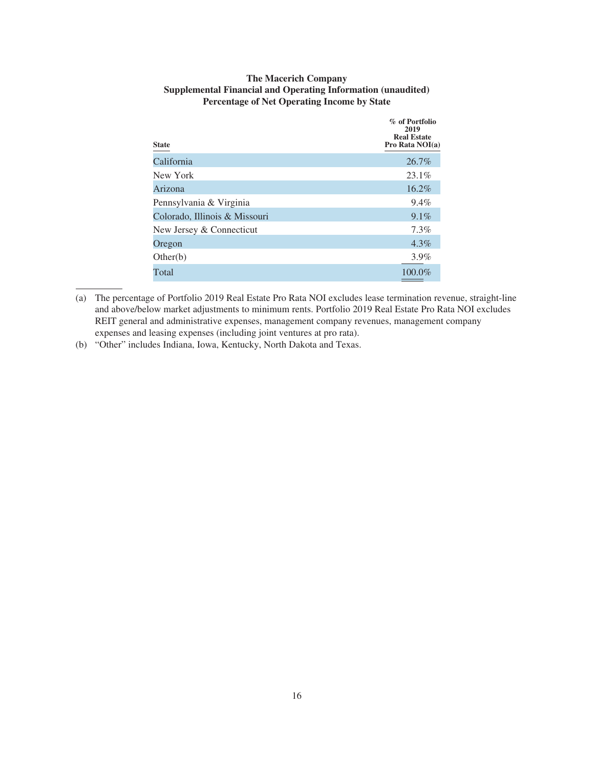**The Macerich Company**
**Supplemental Financial and Operating Information (unaudited)**
**Percentage of Net Operating Income by State**

| State | % of Portfolio 2019 Real Estate Pro Rata NOI(a) |
|---|---|
| California | 26.7% |
| New York | 23.1% |
| Arizona | 16.2% |
| Pennsylvania & Virginia | 9.4% |
| Colorado, Illinois & Missouri | 9.1% |
| New Jersey & Connecticut | 7.3% |
| Oregon | 4.3% |
| Other(b) | 3.9% |
| Total | 100.0% |

(a) The percentage of Portfolio 2019 Real Estate Pro Rata NOI excludes lease termination revenue, straight-line and above/below market adjustments to minimum rents. Portfolio 2019 Real Estate Pro Rata NOI excludes REIT general and administrative expenses, management company revenues, management company expenses and leasing expenses (including joint ventures at pro rata).

(b) "Other" includes Indiana, Iowa, Kentucky, North Dakota and Texas.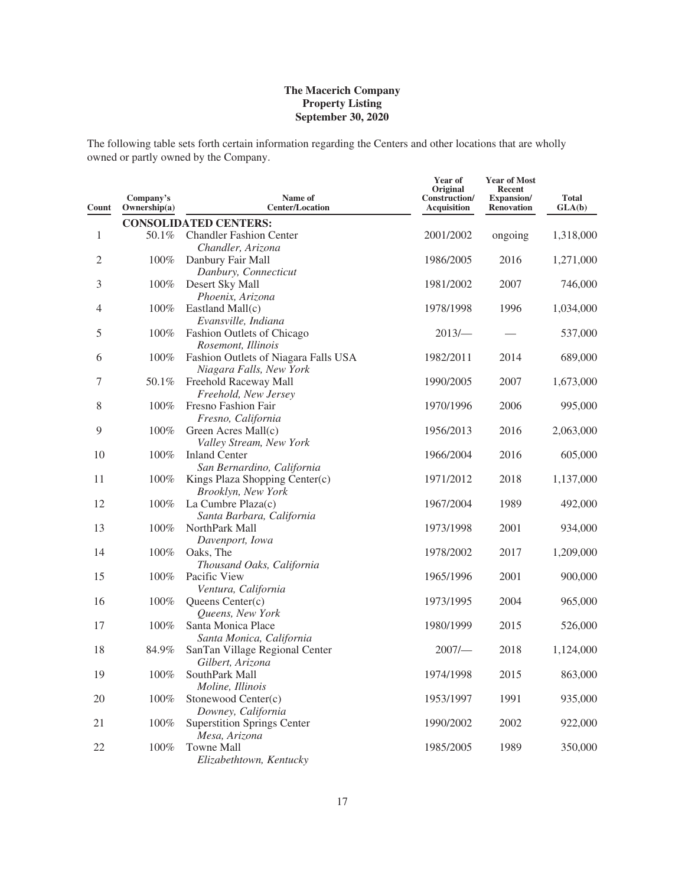**The Macerich Company**
**Property Listing**
**September 30, 2020**

The following table sets forth certain information regarding the Centers and other locations that are wholly owned or partly owned by the Company.

| Count | Company's Ownership(a) | Name of Center/Location | Year of Original Construction/ Acquisition | Year of Most Recent Expansion/ Renovation | Total GLA(b) |
|---|---|---|---|---|---|
| | | **CONSOLIDATED CENTERS:** | | | |
| 1 | 50.1% | Chandler Fashion Center<br>*Chandler, Arizona* | 2001/2002 | ongoing | 1,318,000 |
| 2 | 100% | Danbury Fair Mall<br>*Danbury, Connecticut* | 1986/2005 | 2016 | 1,271,000 |
| 3 | 100% | Desert Sky Mall<br>*Phoenix, Arizona* | 1981/2002 | 2007 | 746,000 |
| 4 | 100% | Eastland Mall(c)<br>*Evansville, Indiana* | 1978/1998 | 1996 | 1,034,000 |
| 5 | 100% | Fashion Outlets of Chicago<br>*Rosemont, Illinois* | 2013/— | — | 537,000 |
| 6 | 100% | Fashion Outlets of Niagara Falls USA<br>*Niagara Falls, New York* | 1982/2011 | 2014 | 689,000 |
| 7 | 50.1% | Freehold Raceway Mall<br>*Freehold, New Jersey* | 1990/2005 | 2007 | 1,673,000 |
| 8 | 100% | Fresno Fashion Fair<br>*Fresno, California* | 1970/1996 | 2006 | 995,000 |
| 9 | 100% | Green Acres Mall(c)<br>*Valley Stream, New York* | 1956/2013 | 2016 | 2,063,000 |
| 10 | 100% | Inland Center<br>*San Bernardino, California* | 1966/2004 | 2016 | 605,000 |
| 11 | 100% | Kings Plaza Shopping Center(c)<br>*Brooklyn, New York* | 1971/2012 | 2018 | 1,137,000 |
| 12 | 100% | La Cumbre Plaza(c)<br>*Santa Barbara, California* | 1967/2004 | 1989 | 492,000 |
| 13 | 100% | NorthPark Mall<br>*Davenport, Iowa* | 1973/1998 | 2001 | 934,000 |
| 14 | 100% | Oaks, The<br>*Thousand Oaks, California* | 1978/2002 | 2017 | 1,209,000 |
| 15 | 100% | Pacific View<br>*Ventura, California* | 1965/1996 | 2001 | 900,000 |
| 16 | 100% | Queens Center(c)<br>*Queens, New York* | 1973/1995 | 2004 | 965,000 |
| 17 | 100% | Santa Monica Place<br>*Santa Monica, California* | 1980/1999 | 2015 | 526,000 |
| 18 | 84.9% | SanTan Village Regional Center<br>*Gilbert, Arizona* | 2007/— | 2018 | 1,124,000 |
| 19 | 100% | SouthPark Mall<br>*Moline, Illinois* | 1974/1998 | 2015 | 863,000 |
| 20 | 100% | Stonewood Center(c)<br>*Downey, California* | 1953/1997 | 1991 | 935,000 |
| 21 | 100% | Superstition Springs Center<br>*Mesa, Arizona* | 1990/2002 | 2002 | 922,000 |
| 22 | 100% | Towne Mall<br>*Elizabethtown, Kentucky* | 1985/2005 | 1989 | 350,000 |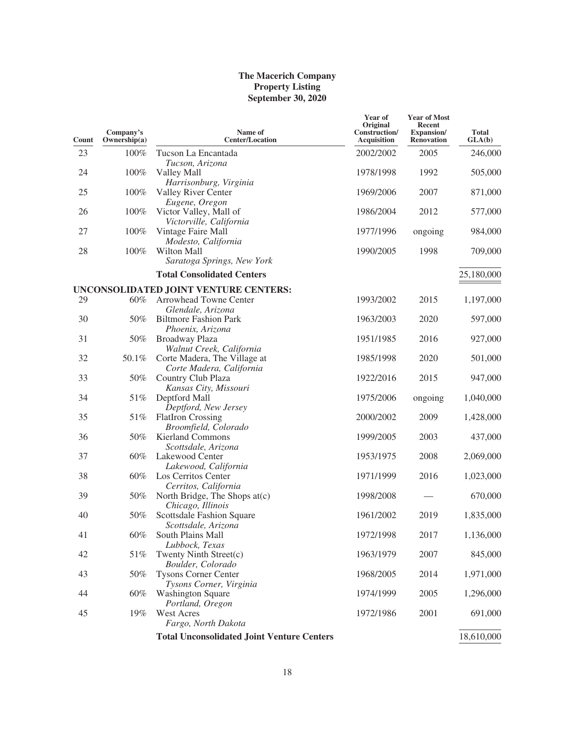**The Macerich Company**
**Property Listing**
**September 30, 2020**

| Count | Company's Ownership(a) | Name of Center/Location | Year of Original Construction/ Acquisition | Year of Most Recent Expansion/ Renovation | Total GLA(b) |
|---|---|---|---|---|---|
| 23 | 100% | Tucson La Encantada<br>*Tucson, Arizona* | 2002/2002 | 2005 | 246,000 |
| 24 | 100% | Valley Mall<br>*Harrisonburg, Virginia* | 1978/1998 | 1992 | 505,000 |
| 25 | 100% | Valley River Center<br>*Eugene, Oregon* | 1969/2006 | 2007 | 871,000 |
| 26 | 100% | Victor Valley, Mall of<br>*Victorville, California* | 1986/2004 | 2012 | 577,000 |
| 27 | 100% | Vintage Faire Mall<br>*Modesto, California* | 1977/1996 | ongoing | 984,000 |
| 28 | 100% | Wilton Mall<br>*Saratoga Springs, New York* | 1990/2005 | 1998 | 709,000 |
| | | **Total Consolidated Centers** | | | 25,180,000 |
| | | **UNCONSOLIDATED JOINT VENTURE CENTERS:** | | | |
| 29 | 60% | Arrowhead Towne Center<br>*Glendale, Arizona* | 1993/2002 | 2015 | 1,197,000 |
| 30 | 50% | Biltmore Fashion Park<br>*Phoenix, Arizona* | 1963/2003 | 2020 | 597,000 |
| 31 | 50% | Broadway Plaza<br>*Walnut Creek, California* | 1951/1985 | 2016 | 927,000 |
| 32 | 50.1% | Corte Madera, The Village at<br>*Corte Madera, California* | 1985/1998 | 2020 | 501,000 |
| 33 | 50% | Country Club Plaza<br>*Kansas City, Missouri* | 1922/2016 | 2015 | 947,000 |
| 34 | 51% | Deptford Mall<br>*Deptford, New Jersey* | 1975/2006 | ongoing | 1,040,000 |
| 35 | 51% | FlatIron Crossing<br>*Broomfield, Colorado* | 2000/2002 | 2009 | 1,428,000 |
| 36 | 50% | Kierland Commons<br>*Scottsdale, Arizona* | 1999/2005 | 2003 | 437,000 |
| 37 | 60% | Lakewood Center<br>*Lakewood, California* | 1953/1975 | 2008 | 2,069,000 |
| 38 | 60% | Los Cerritos Center<br>*Cerritos, California* | 1971/1999 | 2016 | 1,023,000 |
| 39 | 50% | North Bridge, The Shops at(c)<br>*Chicago, Illinois* | 1998/2008 | — | 670,000 |
| 40 | 50% | Scottsdale Fashion Square<br>*Scottsdale, Arizona* | 1961/2002 | 2019 | 1,835,000 |
| 41 | 60% | South Plains Mall<br>*Lubbock, Texas* | 1972/1998 | 2017 | 1,136,000 |
| 42 | 51% | Twenty Ninth Street(c)<br>*Boulder, Colorado* | 1963/1979 | 2007 | 845,000 |
| 43 | 50% | Tysons Corner Center<br>*Tysons Corner, Virginia* | 1968/2005 | 2014 | 1,971,000 |
| 44 | 60% | Washington Square<br>*Portland, Oregon* | 1974/1999 | 2005 | 1,296,000 |
| 45 | 19% | West Acres<br>*Fargo, North Dakota* | 1972/1986 | 2001 | 691,000 |
| | | **Total Unconsolidated Joint Venture Centers** | | | 18,610,000 |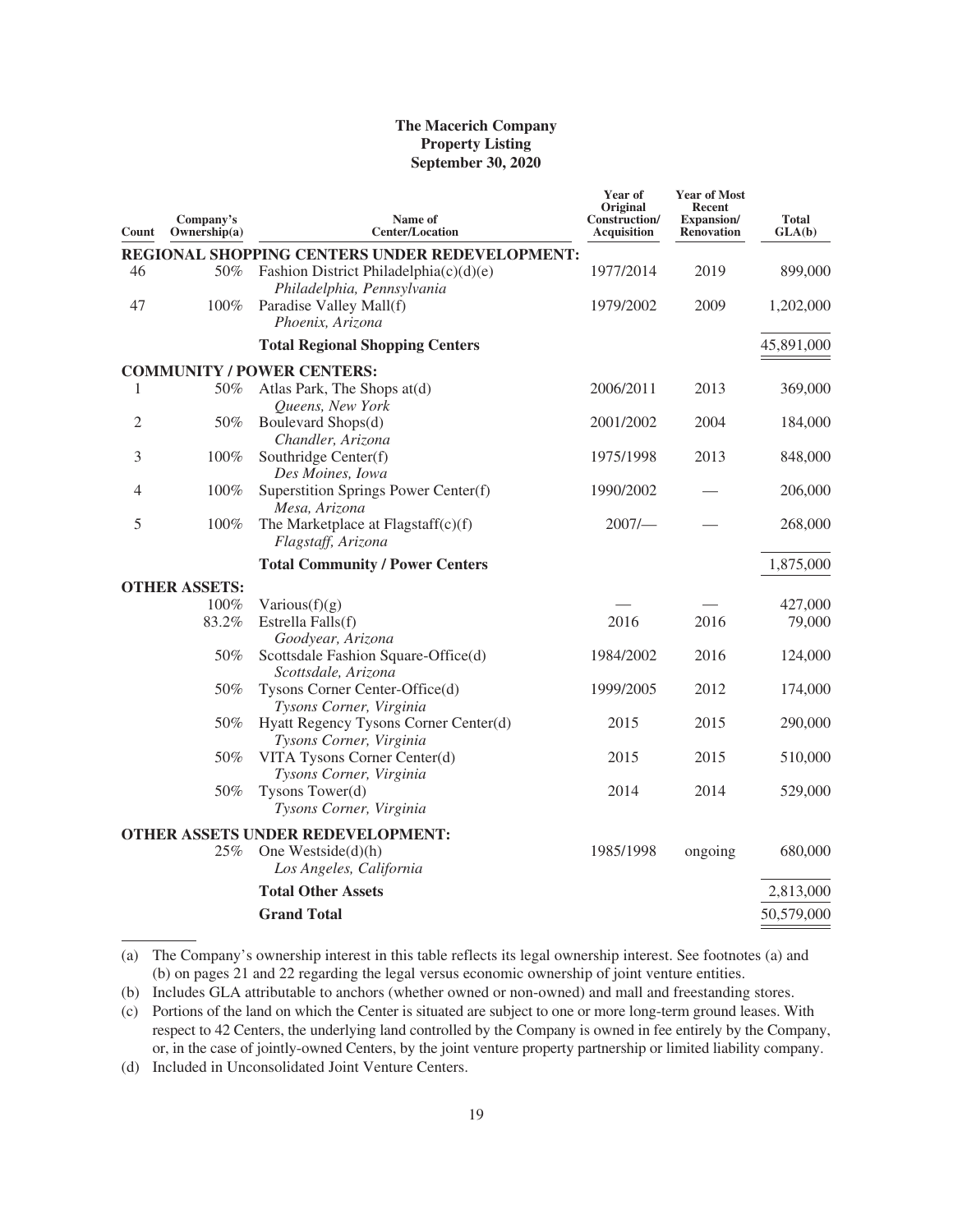# The Macerich Company
## Property Listing
## September 30, 2020

| Count | Company's Ownership(a) | Name of Center/Location | Year of Original Construction/ Acquisition | Year of Most Recent Expansion/ Renovation | Total GLA(b) |
|---|---|---|---|---|---|
| **REGIONAL SHOPPING CENTERS UNDER REDEVELOPMENT:** | | | | | |
| 46 | 50% | Fashion District Philadelphia(c)(d)(e) *Philadelphia, Pennsylvania* | 1977/2014 | 2019 | 899,000 |
| 47 | 100% | Paradise Valley Mall(f) *Phoenix, Arizona* | 1979/2002 | 2009 | 1,202,000 |
| | | **Total Regional Shopping Centers** | | | 45,891,000 |
| **COMMUNITY / POWER CENTERS:** | | | | | |
| 1 | 50% | Atlas Park, The Shops at(d) *Queens, New York* | 2006/2011 | 2013 | 369,000 |
| 2 | 50% | Boulevard Shops(d) *Chandler, Arizona* | 2001/2002 | 2004 | 184,000 |
| 3 | 100% | Southridge Center(f) *Des Moines, Iowa* | 1975/1998 | 2013 | 848,000 |
| 4 | 100% | Superstition Springs Power Center(f) *Mesa, Arizona* | 1990/2002 | — | 206,000 |
| 5 | 100% | The Marketplace at Flagstaff(c)(f) *Flagstaff, Arizona* | 2007/— | — | 268,000 |
| | | **Total Community / Power Centers** | | | 1,875,000 |
| **OTHER ASSETS:** | | | | | |
| | 100% | Various(f)(g) | — | — | 427,000 |
| | 83.2% | Estrella Falls(f) *Goodyear, Arizona* | 2016 | 2016 | 79,000 |
| | 50% | Scottsdale Fashion Square-Office(d) *Scottsdale, Arizona* | 1984/2002 | 2016 | 124,000 |
| | 50% | Tysons Corner Center-Office(d) *Tysons Corner, Virginia* | 1999/2005 | 2012 | 174,000 |
| | 50% | Hyatt Regency Tysons Corner Center(d) *Tysons Corner, Virginia* | 2015 | 2015 | 290,000 |
| | 50% | VITA Tysons Corner Center(d) *Tysons Corner, Virginia* | 2015 | 2015 | 510,000 |
| | 50% | Tysons Tower(d) *Tysons Corner, Virginia* | 2014 | 2014 | 529,000 |
| **OTHER ASSETS UNDER REDEVELOPMENT:** | | | | | |
| | 25% | One Westside(d)(h) *Los Angeles, California* | 1985/1998 | ongoing | 680,000 |
| | | **Total Other Assets** | | | 2,813,000 |
| | | **Grand Total** | | | 50,579,000 |

(a) The Company's ownership interest in this table reflects its legal ownership interest. See footnotes (a) and (b) on pages 21 and 22 regarding the legal versus economic ownership of joint venture entities.

(b) Includes GLA attributable to anchors (whether owned or non-owned) and mall and freestanding stores.

(c) Portions of the land on which the Center is situated are subject to one or more long-term ground leases. With respect to 42 Centers, the underlying land controlled by the Company is owned in fee entirely by the Company, or, in the case of jointly-owned Centers, by the joint venture property partnership or limited liability company.

(d) Included in Unconsolidated Joint Venture Centers.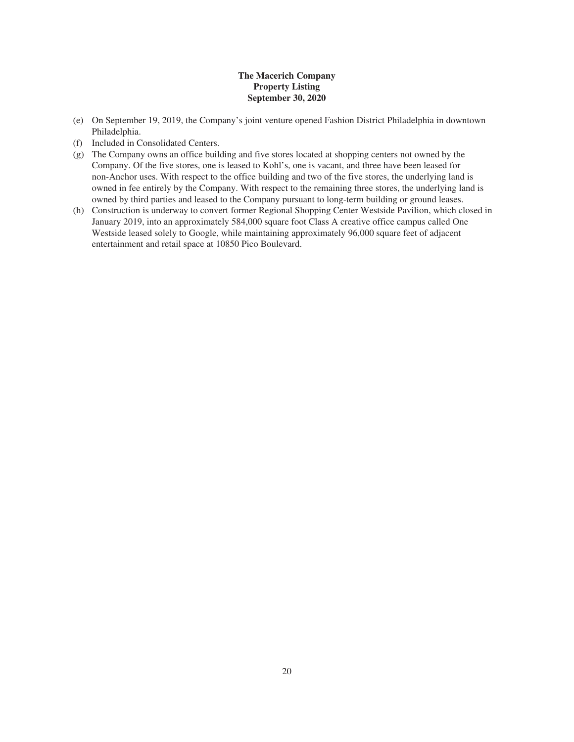**The Macerich Company**
**Property Listing**
**September 30, 2020**

(e) On September 19, 2019, the Company's joint venture opened Fashion District Philadelphia in downtown Philadelphia.

(f) Included in Consolidated Centers.

(g) The Company owns an office building and five stores located at shopping centers not owned by the Company. Of the five stores, one is leased to Kohl's, one is vacant, and three have been leased for non-Anchor uses. With respect to the office building and two of the five stores, the underlying land is owned in fee entirely by the Company. With respect to the remaining three stores, the underlying land is owned by third parties and leased to the Company pursuant to long-term building or ground leases.

(h) Construction is underway to convert former Regional Shopping Center Westside Pavilion, which closed in January 2019, into an approximately 584,000 square foot Class A creative office campus called One Westside leased solely to Google, while maintaining approximately 96,000 square feet of adjacent entertainment and retail space at 10850 Pico Boulevard.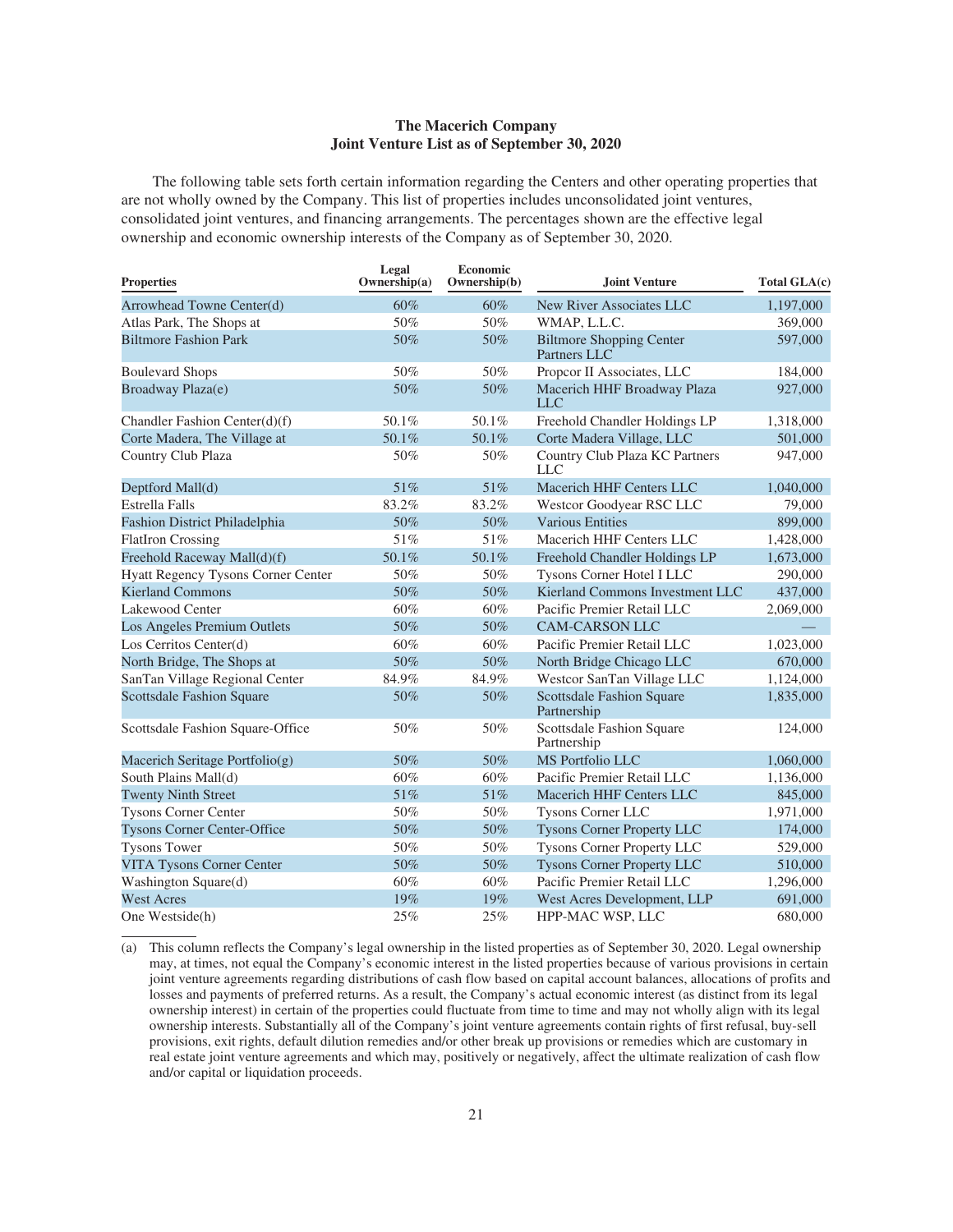**The Macerich Company**
**Joint Venture List as of September 30, 2020**

The following table sets forth certain information regarding the Centers and other operating properties that are not wholly owned by the Company. This list of properties includes unconsolidated joint ventures, consolidated joint ventures, and financing arrangements. The percentages shown are the effective legal ownership and economic ownership interests of the Company as of September 30, 2020.

| Properties | Legal Ownership(a) | Economic Ownership(b) | Joint Venture | Total GLA(c) |
|---|---|---|---|---|
| Arrowhead Towne Center(d) | 60% | 60% | New River Associates LLC | 1,197,000 |
| Atlas Park, The Shops at | 50% | 50% | WMAP, L.L.C. | 369,000 |
| Biltmore Fashion Park | 50% | 50% | Biltmore Shopping Center Partners LLC | 597,000 |
| Boulevard Shops | 50% | 50% | Propcor II Associates, LLC | 184,000 |
| Broadway Plaza(e) | 50% | 50% | Macerich HHF Broadway Plaza LLC | 927,000 |
| Chandler Fashion Center(d)(f) | 50.1% | 50.1% | Freehold Chandler Holdings LP | 1,318,000 |
| Corte Madera, The Village at | 50.1% | 50.1% | Corte Madera Village, LLC | 501,000 |
| Country Club Plaza | 50% | 50% | Country Club Plaza KC Partners LLC | 947,000 |
| Deptford Mall(d) | 51% | 51% | Macerich HHF Centers LLC | 1,040,000 |
| Estrella Falls | 83.2% | 83.2% | Westcor Goodyear RSC LLC | 79,000 |
| Fashion District Philadelphia | 50% | 50% | Various Entities | 899,000 |
| FlatIron Crossing | 51% | 51% | Macerich HHF Centers LLC | 1,428,000 |
| Freehold Raceway Mall(d)(f) | 50.1% | 50.1% | Freehold Chandler Holdings LP | 1,673,000 |
| Hyatt Regency Tysons Corner Center | 50% | 50% | Tysons Corner Hotel I LLC | 290,000 |
| Kierland Commons | 50% | 50% | Kierland Commons Investment LLC | 437,000 |
| Lakewood Center | 60% | 60% | Pacific Premier Retail LLC | 2,069,000 |
| Los Angeles Premium Outlets | 50% | 50% | CAM-CARSON LLC | — |
| Los Cerritos Center(d) | 60% | 60% | Pacific Premier Retail LLC | 1,023,000 |
| North Bridge, The Shops at | 50% | 50% | North Bridge Chicago LLC | 670,000 |
| SanTan Village Regional Center | 84.9% | 84.9% | Westcor SanTan Village LLC | 1,124,000 |
| Scottsdale Fashion Square | 50% | 50% | Scottsdale Fashion Square Partnership | 1,835,000 |
| Scottsdale Fashion Square-Office | 50% | 50% | Scottsdale Fashion Square Partnership | 124,000 |
| Macerich Seritage Portfolio(g) | 50% | 50% | MS Portfolio LLC | 1,060,000 |
| South Plains Mall(d) | 60% | 60% | Pacific Premier Retail LLC | 1,136,000 |
| Twenty Ninth Street | 51% | 51% | Macerich HHF Centers LLC | 845,000 |
| Tysons Corner Center | 50% | 50% | Tysons Corner LLC | 1,971,000 |
| Tysons Corner Center-Office | 50% | 50% | Tysons Corner Property LLC | 174,000 |
| Tysons Tower | 50% | 50% | Tysons Corner Property LLC | 529,000 |
| VITA Tysons Corner Center | 50% | 50% | Tysons Corner Property LLC | 510,000 |
| Washington Square(d) | 60% | 60% | Pacific Premier Retail LLC | 1,296,000 |
| West Acres | 19% | 19% | West Acres Development, LLP | 691,000 |
| One Westside(h) | 25% | 25% | HPP-MAC WSP, LLC | 680,000 |

(a) This column reflects the Company's legal ownership in the listed properties as of September 30, 2020. Legal ownership may, at times, not equal the Company's economic interest in the listed properties because of various provisions in certain joint venture agreements regarding distributions of cash flow based on capital account balances, allocations of profits and losses and payments of preferred returns. As a result, the Company's actual economic interest (as distinct from its legal ownership interest) in certain of the properties could fluctuate from time to time and may not wholly align with its legal ownership interests. Substantially all of the Company's joint venture agreements contain rights of first refusal, buy-sell provisions, exit rights, default dilution remedies and/or other break up provisions or remedies which are customary in real estate joint venture agreements and which may, positively or negatively, affect the ultimate realization of cash flow and/or capital or liquidation proceeds.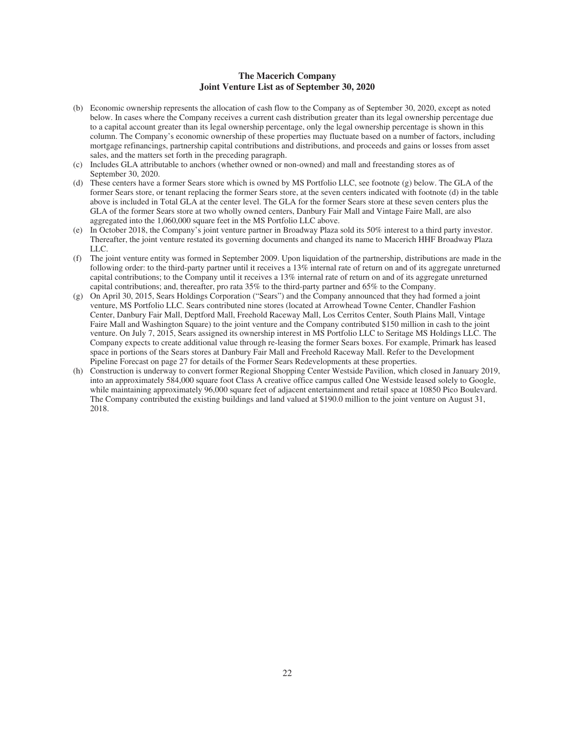**The Macerich Company**
**Joint Venture List as of September 30, 2020**

(b) Economic ownership represents the allocation of cash flow to the Company as of September 30, 2020, except as noted below. In cases where the Company receives a current cash distribution greater than its legal ownership percentage due to a capital account greater than its legal ownership percentage, only the legal ownership percentage is shown in this column. The Company's economic ownership of these properties may fluctuate based on a number of factors, including mortgage refinancings, partnership capital contributions and distributions, and proceeds and gains or losses from asset sales, and the matters set forth in the preceding paragraph.

(c) Includes GLA attributable to anchors (whether owned or non-owned) and mall and freestanding stores as of September 30, 2020.

(d) These centers have a former Sears store which is owned by MS Portfolio LLC, see footnote (g) below. The GLA of the former Sears store, or tenant replacing the former Sears store, at the seven centers indicated with footnote (d) in the table above is included in Total GLA at the center level. The GLA for the former Sears store at these seven centers plus the GLA of the former Sears store at two wholly owned centers, Danbury Fair Mall and Vintage Faire Mall, are also aggregated into the 1,060,000 square feet in the MS Portfolio LLC above.

(e) In October 2018, the Company's joint venture partner in Broadway Plaza sold its 50% interest to a third party investor. Thereafter, the joint venture restated its governing documents and changed its name to Macerich HHF Broadway Plaza LLC.

(f) The joint venture entity was formed in September 2009. Upon liquidation of the partnership, distributions are made in the following order: to the third-party partner until it receives a 13% internal rate of return on and of its aggregate unreturned capital contributions; to the Company until it receives a 13% internal rate of return on and of its aggregate unreturned capital contributions; and, thereafter, pro rata 35% to the third-party partner and 65% to the Company.

(g) On April 30, 2015, Sears Holdings Corporation ("Sears") and the Company announced that they had formed a joint venture, MS Portfolio LLC. Sears contributed nine stores (located at Arrowhead Towne Center, Chandler Fashion Center, Danbury Fair Mall, Deptford Mall, Freehold Raceway Mall, Los Cerritos Center, South Plains Mall, Vintage Faire Mall and Washington Square) to the joint venture and the Company contributed $150 million in cash to the joint venture. On July 7, 2015, Sears assigned its ownership interest in MS Portfolio LLC to Seritage MS Holdings LLC. The Company expects to create additional value through re-leasing the former Sears boxes. For example, Primark has leased space in portions of the Sears stores at Danbury Fair Mall and Freehold Raceway Mall. Refer to the Development Pipeline Forecast on page 27 for details of the Former Sears Redevelopments at these properties.

(h) Construction is underway to convert former Regional Shopping Center Westside Pavilion, which closed in January 2019, into an approximately 584,000 square foot Class A creative office campus called One Westside leased solely to Google, while maintaining approximately 96,000 square feet of adjacent entertainment and retail space at 10850 Pico Boulevard. The Company contributed the existing buildings and land valued at $190.0 million to the joint venture on August 31, 2018.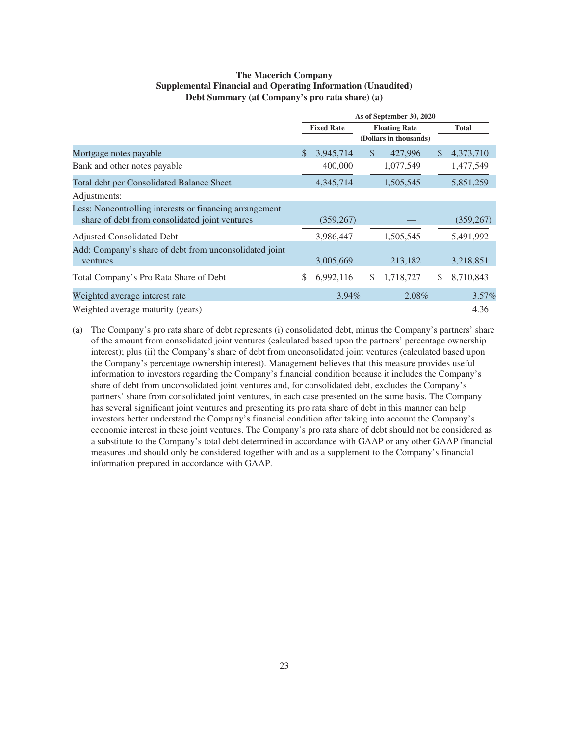**The Macerich Company**
**Supplemental Financial and Operating Information (Unaudited)**
**Debt Summary (at Company's pro rata share) (a)**

| | As of September 30, 2020 | | |
|---|---|---|---|
| | Fixed Rate | Floating Rate | Total |
| | (Dollars in thousands) | | |
| Mortgage notes payable | $ 3,945,714 | $ 427,996 | $ 4,373,710 |
| Bank and other notes payable | 400,000 | 1,077,549 | 1,477,549 |
| Total debt per Consolidated Balance Sheet | 4,345,714 | 1,505,545 | 5,851,259 |
| Adjustments: | | | |
| Less: Noncontrolling interests or financing arrangement share of debt from consolidated joint ventures | (359,267) | — | (359,267) |
| Adjusted Consolidated Debt | 3,986,447 | 1,505,545 | 5,491,992 |
| Add: Company's share of debt from unconsolidated joint ventures | 3,005,669 | 213,182 | 3,218,851 |
| Total Company's Pro Rata Share of Debt | $ 6,992,116 | $ 1,718,727 | $ 8,710,843 |
| Weighted average interest rate | 3.94% | 2.08% | 3.57% |
| Weighted average maturity (years) | | | 4.36 |

(a) The Company's pro rata share of debt represents (i) consolidated debt, minus the Company's partners' share of the amount from consolidated joint ventures (calculated based upon the partners' percentage ownership interest); plus (ii) the Company's share of debt from unconsolidated joint ventures (calculated based upon the Company's percentage ownership interest). Management believes that this measure provides useful information to investors regarding the Company's financial condition because it includes the Company's share of debt from unconsolidated joint ventures and, for consolidated debt, excludes the Company's partners' share from consolidated joint ventures, in each case presented on the same basis. The Company has several significant joint ventures and presenting its pro rata share of debt in this manner can help investors better understand the Company's financial condition after taking into account the Company's economic interest in these joint ventures. The Company's pro rata share of debt should not be considered as a substitute to the Company's total debt determined in accordance with GAAP or any other GAAP financial measures and should only be considered together with and as a supplement to the Company's financial information prepared in accordance with GAAP.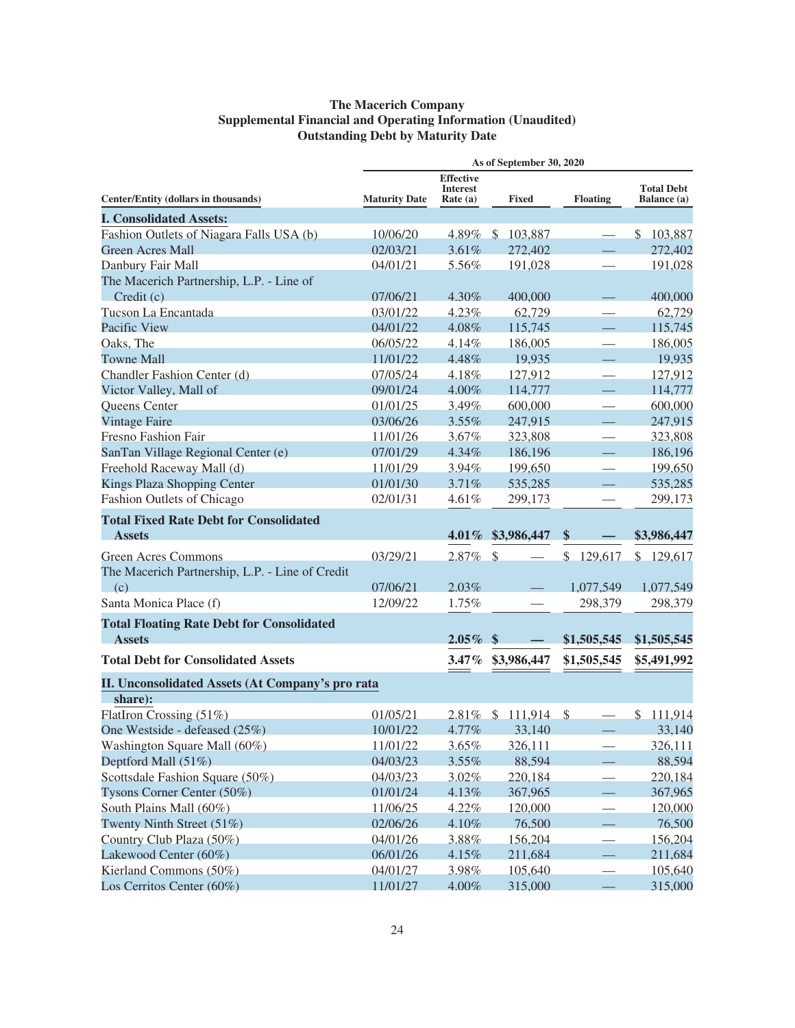**The Macerich Company**
**Supplemental Financial and Operating Information (Unaudited)**
**Outstanding Debt by Maturity Date**

| Center/Entity (dollars in thousands) | As of September 30, 2020 | | | | |
|---|---|---|---|---|---|
| | Maturity Date | Effective Interest Rate (a) | Fixed | Floating | Total Debt Balance (a) |
| **I. Consolidated Assets:** | | | | | |
| Fashion Outlets of Niagara Falls USA (b) | 10/06/20 | 4.89% | $ 103,887 | — | $ 103,887 |
| Green Acres Mall | 02/03/21 | 3.61% | 272,402 | — | 272,402 |
| Danbury Fair Mall | 04/01/21 | 5.56% | 191,028 | — | 191,028 |
| The Macerich Partnership, L.P. - Line of Credit (c) | 07/06/21 | 4.30% | 400,000 | — | 400,000 |
| Tucson La Encantada | 03/01/22 | 4.23% | 62,729 | — | 62,729 |
| Pacific View | 04/01/22 | 4.08% | 115,745 | — | 115,745 |
| Oaks, The | 06/05/22 | 4.14% | 186,005 | — | 186,005 |
| Towne Mall | 11/01/22 | 4.48% | 19,935 | — | 19,935 |
| Chandler Fashion Center (d) | 07/05/24 | 4.18% | 127,912 | — | 127,912 |
| Victor Valley, Mall of | 09/01/24 | 4.00% | 114,777 | — | 114,777 |
| Queens Center | 01/01/25 | 3.49% | 600,000 | — | 600,000 |
| Vintage Faire | 03/06/26 | 3.55% | 247,915 | — | 247,915 |
| Fresno Fashion Fair | 11/01/26 | 3.67% | 323,808 | — | 323,808 |
| SanTan Village Regional Center (e) | 07/01/29 | 4.34% | 186,196 | — | 186,196 |
| Freehold Raceway Mall (d) | 11/01/29 | 3.94% | 199,650 | — | 199,650 |
| Kings Plaza Shopping Center | 01/01/30 | 3.71% | 535,285 | — | 535,285 |
| Fashion Outlets of Chicago | 02/01/31 | 4.61% | 299,173 | — | 299,173 |
| **Total Fixed Rate Debt for Consolidated Assets** | | **4.01%** | **$3,986,447** | **$ —** | **$3,986,447** |
| Green Acres Commons | 03/29/21 | 2.87% | $ — | $ 129,617 | $ 129,617 |
| The Macerich Partnership, L.P. - Line of Credit (c) | 07/06/21 | 2.03% | — | 1,077,549 | 1,077,549 |
| Santa Monica Place (f) | 12/09/22 | 1.75% | — | 298,379 | 298,379 |
| **Total Floating Rate Debt for Consolidated Assets** | | **2.05%** | **$ —** | **$1,505,545** | **$1,505,545** |
| **Total Debt for Consolidated Assets** | | **3.47%** | **$3,986,447** | **$1,505,545** | **$5,491,992** |
| **II. Unconsolidated Assets (At Company's pro rata share):** | | | | | |
| FlatIron Crossing (51%) | 01/05/21 | 2.81% | $ 111,914 | $ — | $ 111,914 |
| One Westside - defeased (25%) | 10/01/22 | 4.77% | 33,140 | — | 33,140 |
| Washington Square Mall (60%) | 11/01/22 | 3.65% | 326,111 | — | 326,111 |
| Deptford Mall (51%) | 04/03/23 | 3.55% | 88,594 | — | 88,594 |
| Scottsdale Fashion Square (50%) | 04/03/23 | 3.02% | 220,184 | — | 220,184 |
| Tysons Corner Center (50%) | 01/01/24 | 4.13% | 367,965 | — | 367,965 |
| South Plains Mall (60%) | 11/06/25 | 4.22% | 120,000 | — | 120,000 |
| Twenty Ninth Street (51%) | 02/06/26 | 4.10% | 76,500 | — | 76,500 |
| Country Club Plaza (50%) | 04/01/26 | 3.88% | 156,204 | — | 156,204 |
| Lakewood Center (60%) | 06/01/26 | 4.15% | 211,684 | — | 211,684 |
| Kierland Commons (50%) | 04/01/27 | 3.98% | 105,640 | — | 105,640 |
| Los Cerritos Center (60%) | 11/01/27 | 4.00% | 315,000 | — | 315,000 |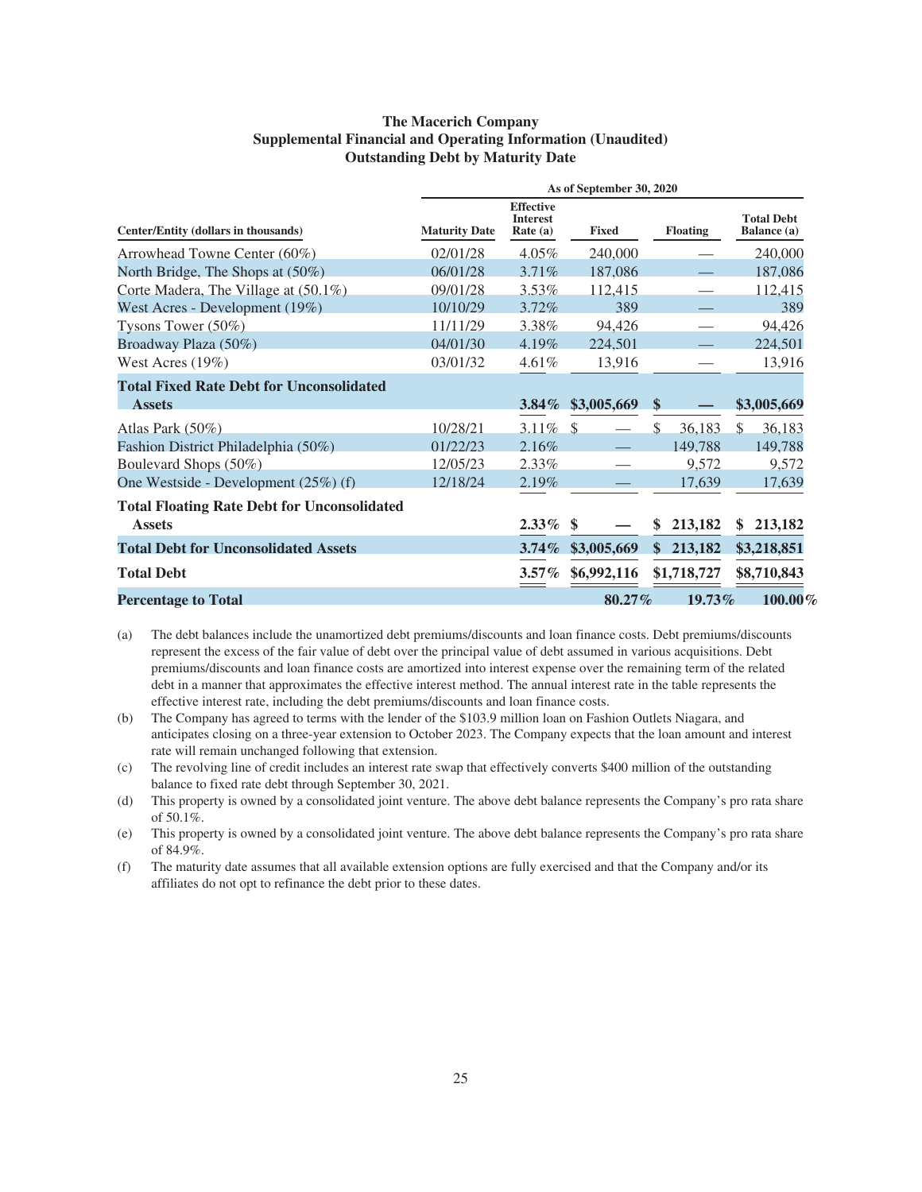**The Macerich Company**
**Supplemental Financial and Operating Information (Unaudited)**
**Outstanding Debt by Maturity Date**

| | As of September 30, 2020 | | | | |
|---|---|---|---|---|---|
| Center/Entity (dollars in thousands) | Maturity Date | Effective Interest Rate (a) | Fixed | Floating | Total Debt Balance (a) |
| Arrowhead Towne Center (60%) | 02/01/28 | 4.05% | 240,000 | — | 240,000 |
| North Bridge, The Shops at (50%) | 06/01/28 | 3.71% | 187,086 | — | 187,086 |
| Corte Madera, The Village at (50.1%) | 09/01/28 | 3.53% | 112,415 | — | 112,415 |
| West Acres - Development (19%) | 10/10/29 | 3.72% | 389 | — | 389 |
| Tysons Tower (50%) | 11/11/29 | 3.38% | 94,426 | — | 94,426 |
| Broadway Plaza (50%) | 04/01/30 | 4.19% | 224,501 | — | 224,501 |
| West Acres (19%) | 03/01/32 | 4.61% | 13,916 | — | 13,916 |
| **Total Fixed Rate Debt for Unconsolidated Assets** | | **3.84%** | **$3,005,669** | **$ —** | **$3,005,669** |
| Atlas Park (50%) | 10/28/21 | 3.11% | $ — | $ 36,183 | $ 36,183 |
| Fashion District Philadelphia (50%) | 01/22/23 | 2.16% | — | 149,788 | 149,788 |
| Boulevard Shops (50%) | 12/05/23 | 2.33% | — | 9,572 | 9,572 |
| One Westside - Development (25%) (f) | 12/18/24 | 2.19% | — | 17,639 | 17,639 |
| **Total Floating Rate Debt for Unconsolidated Assets** | | **2.33%** | **$ —** | **$ 213,182** | **$ 213,182** |
| **Total Debt for Unconsolidated Assets** | | **3.74%** | **$3,005,669** | **$ 213,182** | **$3,218,851** |
| **Total Debt** | | **3.57%** | **$6,992,116** | **$1,718,727** | **$8,710,843** |
| **Percentage to Total** | | | **80.27%** | **19.73%** | **100.00%** |

(a) The debt balances include the unamortized debt premiums/discounts and loan finance costs. Debt premiums/discounts represent the excess of the fair value of debt over the principal value of debt assumed in various acquisitions. Debt premiums/discounts and loan finance costs are amortized into interest expense over the remaining term of the related debt in a manner that approximates the effective interest method. The annual interest rate in the table represents the effective interest rate, including the debt premiums/discounts and loan finance costs.

(b) The Company has agreed to terms with the lender of the $103.9 million loan on Fashion Outlets Niagara, and anticipates closing on a three-year extension to October 2023. The Company expects that the loan amount and interest rate will remain unchanged following that extension.

(c) The revolving line of credit includes an interest rate swap that effectively converts $400 million of the outstanding balance to fixed rate debt through September 30, 2021.

(d) This property is owned by a consolidated joint venture. The above debt balance represents the Company's pro rata share of 50.1%.

(e) This property is owned by a consolidated joint venture. The above debt balance represents the Company's pro rata share of 84.9%.

(f) The maturity date assumes that all available extension options are fully exercised and that the Company and/or its affiliates do not opt to refinance the debt prior to these dates.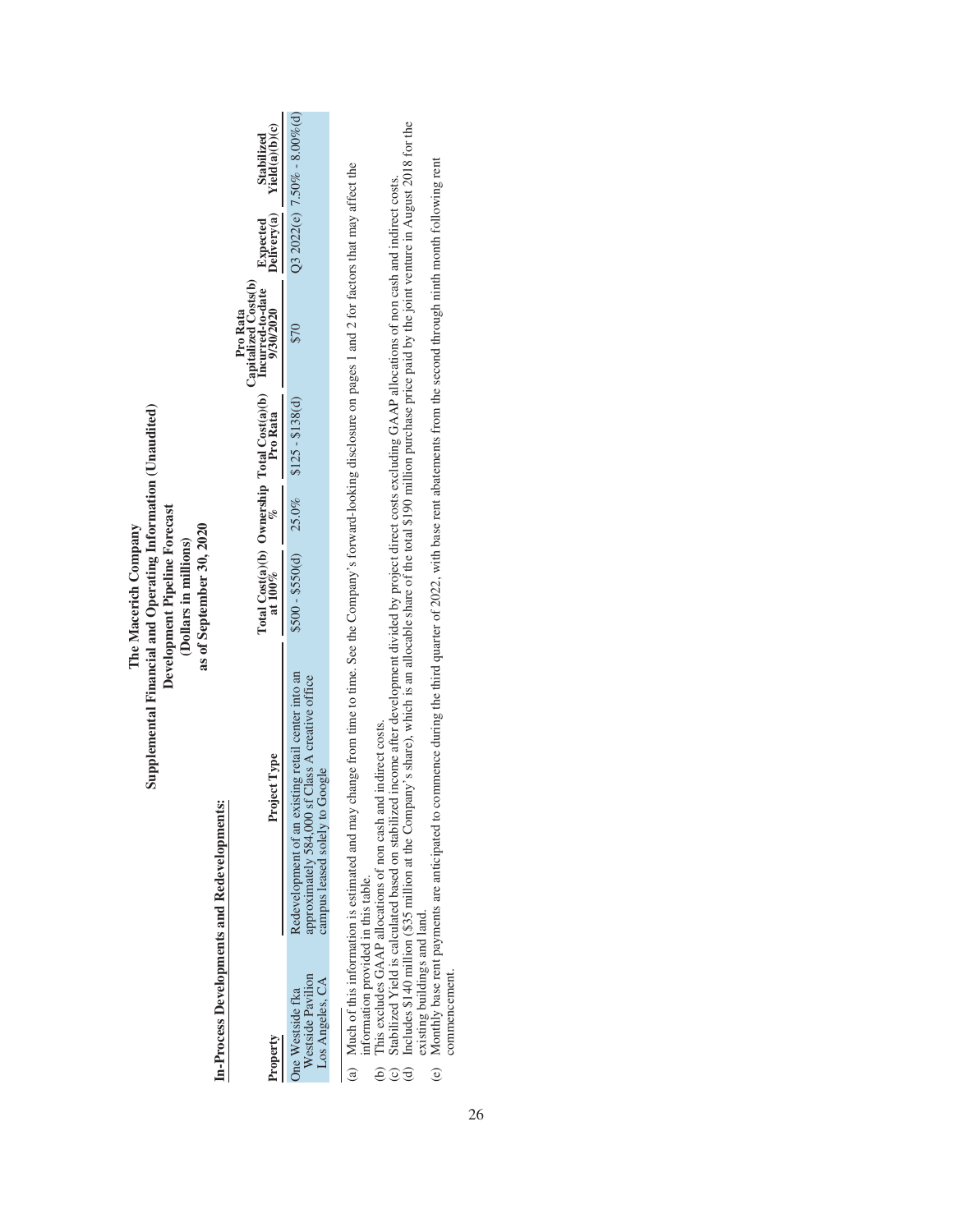**The Macerich Company**
**Supplemental Financial and Operating Information (Unaudited)**
**Development Pipeline Forecast**
**(Dollars in millions)**
**as of September 30, 2020**

**In-Process Developments and Redevelopments:**

| Property | Project Type | Total Cost(a)(b) at 100% | Ownership % | Total Cost(a)(b) Pro Rata | Pro Rata Capitalized Costs(b) Incurred-to-date 9/30/2020 | Expected Delivery(a) | Stabilized Yield(a)(b)(c) |
|---|---|---|---|---|---|---|---|
| One Westside fka Westside Pavilion Los Angeles, CA | Redevelopment of an existing retail center into an approximately 584,000 sf Class A creative office campus leased solely to Google | $500 - $550(d) | 25.0% | $125 - $138(d) | $70 | Q3 2022(e) | 7.50% - 8.00%(d) |

(a) Much of this information is estimated and may change from time to time. See the Company's forward-looking disclosure on pages 1 and 2 for factors that may affect the information provided in this table.
(b) This excludes GAAP allocations of non cash and indirect costs.
(c) Stabilized Yield is calculated based on stabilized income after development divided by project direct costs excluding GAAP allocations of non cash and indirect costs.
(d) Includes $140 million ($35 million at the Company's share), which is an allocable share of the total $190 million purchase price paid by the joint venture in August 2018 for the existing buildings and land.
(e) Monthly base rent payments are anticipated to commence during the third quarter of 2022, with base rent abatements from the second through ninth month following rent commencement.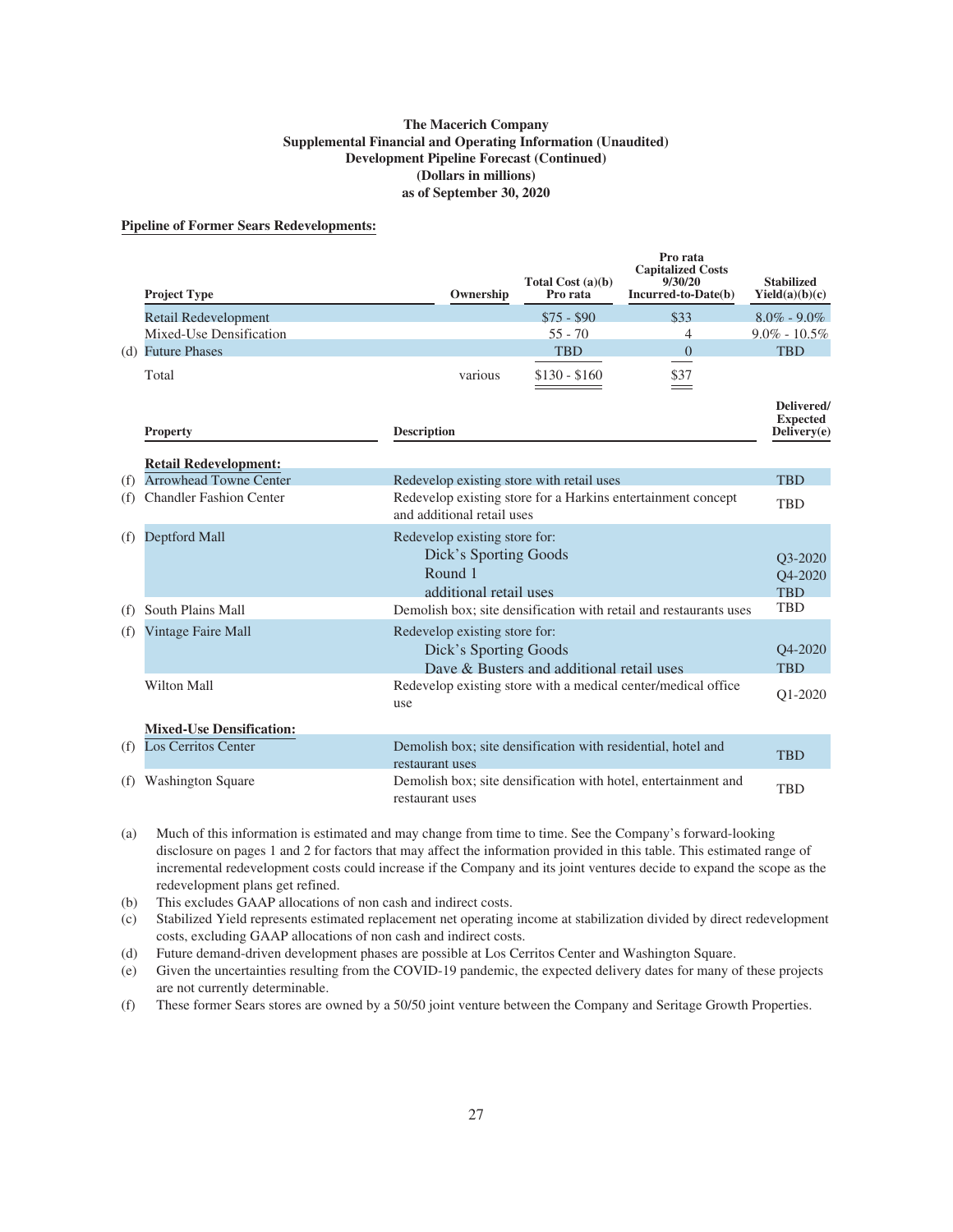**The Macerich Company**
**Supplemental Financial and Operating Information (Unaudited)**
**Development Pipeline Forecast (Continued)**
**(Dollars in millions)**
**as of September 30, 2020**

**Pipeline of Former Sears Redevelopments:**

| | Project Type | Ownership | Total Cost (a)(b) Pro rata | Pro rata Capitalized Costs 9/30/20 Incurred-to-Date(b) | Stabilized Yield(a)(b)(c) |
|---|---|---|---|---|---|
| | Retail Redevelopment | | $75 - $90 | $33 | 8.0% - 9.0% |
| | Mixed-Use Densification | | 55 - 70 | 4 | 9.0% - 10.5% |
| (d) | Future Phases | | TBD | 0 | TBD |
| | Total | various | $130 - $160 | $37 | |

| | Property | Description | Delivered/ Expected Delivery(e) |
|---|---|---|---|
| | **Retail Redevelopment:** | | |
| (f) | Arrowhead Towne Center | Redevelop existing store with retail uses | TBD |
| (f) | Chandler Fashion Center | Redevelop existing store for a Harkins entertainment concept and additional retail uses | TBD |
| (f) | Deptford Mall | Redevelop existing store for: | |
| | | Dick's Sporting Goods | Q3-2020 |
| | | Round 1 | Q4-2020 |
| | | additional retail uses | TBD |
| (f) | South Plains Mall | Demolish box; site densification with retail and restaurants uses | TBD |
| (f) | Vintage Faire Mall | Redevelop existing store for: | |
| | | Dick's Sporting Goods | Q4-2020 |
| | | Dave & Busters and additional retail uses | TBD |
| | Wilton Mall | Redevelop existing store with a medical center/medical office use | Q1-2020 |
| | **Mixed-Use Densification:** | | |
| (f) | Los Cerritos Center | Demolish box; site densification with residential, hotel and restaurant uses | TBD |
| (f) | Washington Square | Demolish box; site densification with hotel, entertainment and restaurant uses | TBD |

(a) Much of this information is estimated and may change from time to time. See the Company's forward-looking disclosure on pages 1 and 2 for factors that may affect the information provided in this table. This estimated range of incremental redevelopment costs could increase if the Company and its joint ventures decide to expand the scope as the redevelopment plans get refined.

(b) This excludes GAAP allocations of non cash and indirect costs.

(c) Stabilized Yield represents estimated replacement net operating income at stabilization divided by direct redevelopment costs, excluding GAAP allocations of non cash and indirect costs.

(d) Future demand-driven development phases are possible at Los Cerritos Center and Washington Square.

(e) Given the uncertainties resulting from the COVID-19 pandemic, the expected delivery dates for many of these projects are not currently determinable.

(f) These former Sears stores are owned by a 50/50 joint venture between the Company and Seritage Growth Properties.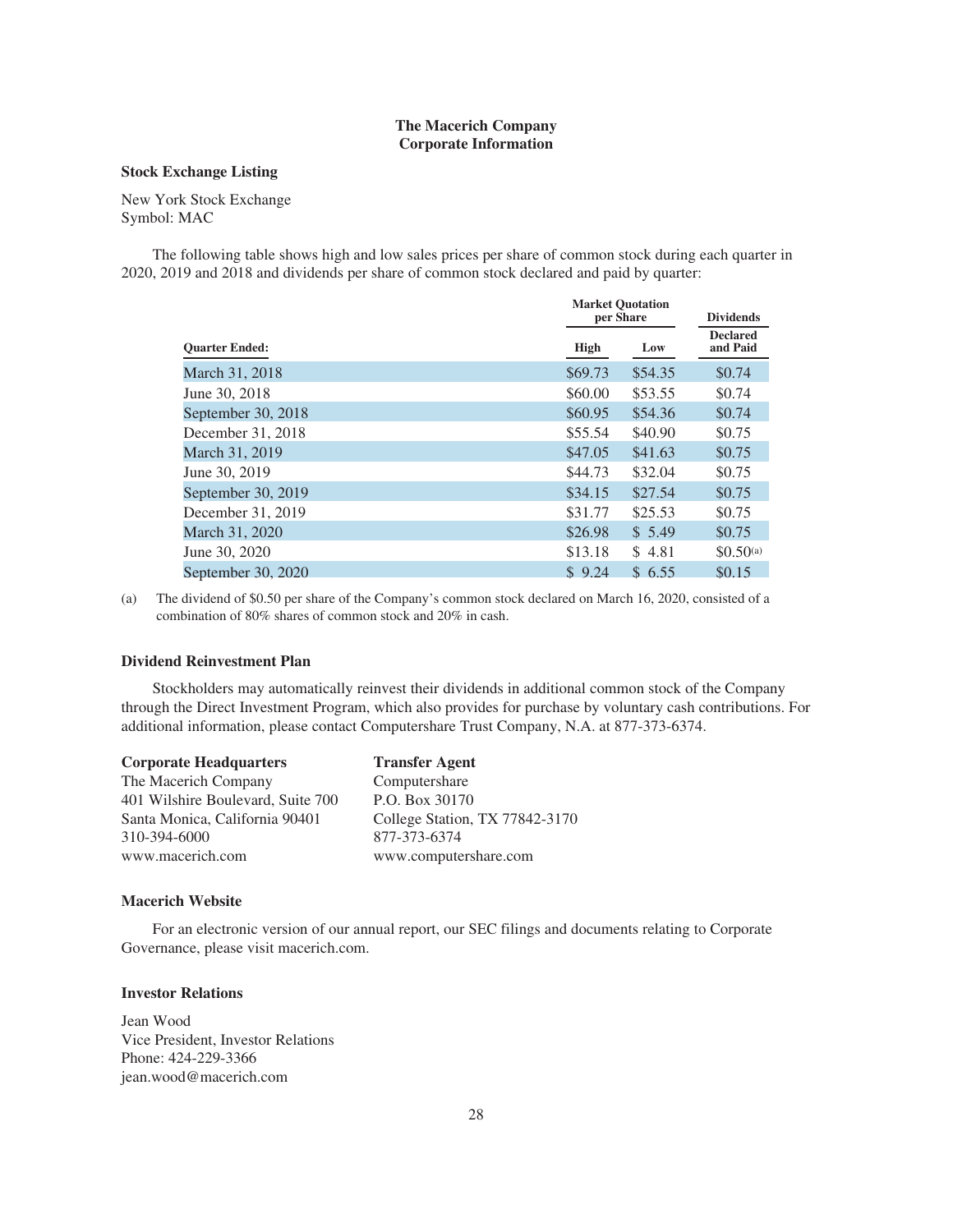# The Macerich Company
## Corporate Information

### Stock Exchange Listing

New York Stock Exchange
Symbol: MAC

The following table shows high and low sales prices per share of common stock during each quarter in 2020, 2019 and 2018 and dividends per share of common stock declared and paid by quarter:

| | Market Quotation per Share | | Dividends |
|---|---|---|---|
| **Quarter Ended:** | **High** | **Low** | **Declared and Paid** |
| March 31, 2018 | $69.73 | $54.35 | $0.74 |
| June 30, 2018 | $60.00 | $53.55 | $0.74 |
| September 30, 2018 | $60.95 | $54.36 | $0.74 |
| December 31, 2018 | $55.54 | $40.90 | $0.75 |
| March 31, 2019 | $47.05 | $41.63 | $0.75 |
| June 30, 2019 | $44.73 | $32.04 | $0.75 |
| September 30, 2019 | $34.15 | $27.54 | $0.75 |
| December 31, 2019 | $31.77 | $25.53 | $0.75 |
| March 31, 2020 | $26.98 | $ 5.49 | $0.75 |
| June 30, 2020 | $13.18 | $ 4.81 | $0.50[(a)] |
| September 30, 2020 | $ 9.24 | $ 6.55 | $0.15 |

(a) The dividend of $0.50 per share of the Company's common stock declared on March 16, 2020, consisted of a combination of 80% shares of common stock and 20% in cash.

### Dividend Reinvestment Plan

Stockholders may automatically reinvest their dividends in additional common stock of the Company through the Direct Investment Program, which also provides for purchase by voluntary cash contributions. For additional information, please contact Computershare Trust Company, N.A. at 877-373-6374.

**Corporate Headquarters**
The Macerich Company
401 Wilshire Boulevard, Suite 700
Santa Monica, California 90401
310-394-6000
www.macerich.com

**Transfer Agent**
Computershare
P.O. Box 30170
College Station, TX 77842-3170
877-373-6374
www.computershare.com

### Macerich Website

For an electronic version of our annual report, our SEC filings and documents relating to Corporate Governance, please visit macerich.com.

### Investor Relations

Jean Wood
Vice President, Investor Relations
Phone: 424-229-3366
jean.wood@macerich.com